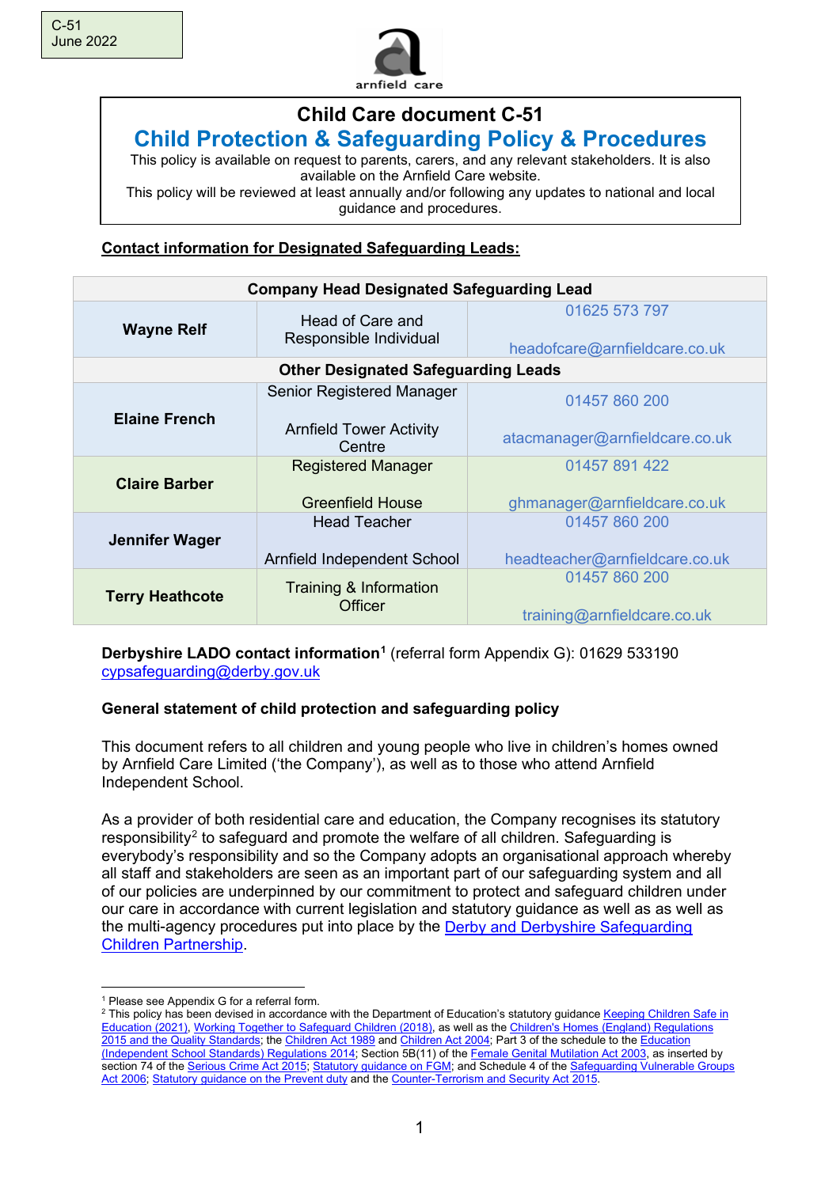C-51
June 2022

arnfield care

# Child Care document C-51

## Child Protection & Safeguarding Policy & Procedures

This policy is available on request to parents, carers, and any relevant stakeholders. It is also available on the Arnfield Care website.
This policy will be reviewed at least annually and/or following any updates to national and local guidance and procedures.

**Contact information for Designated Safeguarding Leads:**

| Company Head Designated Safeguarding Lead | | |
|---|---|---|
| **Wayne Relf** | Head of Care and Responsible Individual | 01625 573 797<br>headofcare@arnfieldcare.co.uk |
| **Other Designated Safeguarding Leads** | | |
| **Elaine French** | Senior Registered Manager<br>Arnfield Tower Activity Centre | 01457 860 200<br>atacmanager@arnfieldcare.co.uk |
| **Claire Barber** | Registered Manager<br>Greenfield House | 01457 891 422<br>ghmanager@arnfieldcare.co.uk |
| **Jennifer Wager** | Head Teacher<br>Arnfield Independent School | 01457 860 200<br>headteacher@arnfieldcare.co.uk |
| **Terry Heathcote** | Training & Information Officer | 01457 860 200<br>training@arnfieldcare.co.uk |

**Derbyshire LADO contact information**[1] (referral form Appendix G): 01629 533190
cypsafeguarding@derby.gov.uk

**General statement of child protection and safeguarding policy**

This document refers to all children and young people who live in children's homes owned by Arnfield Care Limited ('the Company'), as well as to those who attend Arnfield Independent School.

As a provider of both residential care and education, the Company recognises its statutory responsibility[2] to safeguard and promote the welfare of all children. Safeguarding is everybody's responsibility and so the Company adopts an organisational approach whereby all staff and stakeholders are seen as an important part of our safeguarding system and all of our policies are underpinned by our commitment to protect and safeguard children under our care in accordance with current legislation and statutory guidance as well as as well as the multi-agency procedures put into place by the Derby and Derbyshire Safeguarding Children Partnership.

---

[1] Please see Appendix G for a referral form.

[2] This policy has been devised in accordance with the Department of Education's statutory guidance Keeping Children Safe in Education (2021), Working Together to Safeguard Children (2018), as well as the Children's Homes (England) Regulations 2015 and the Quality Standards; the Children Act 1989 and Children Act 2004; Part 3 of the schedule to the Education (Independent School Standards) Regulations 2014; Section 5B(11) of the Female Genital Mutilation Act 2003, as inserted by section 74 of the Serious Crime Act 2015; Statutory guidance on FGM; and Schedule 4 of the Safeguarding Vulnerable Groups Act 2006; Statutory guidance on the Prevent duty and the Counter-Terrorism and Security Act 2015.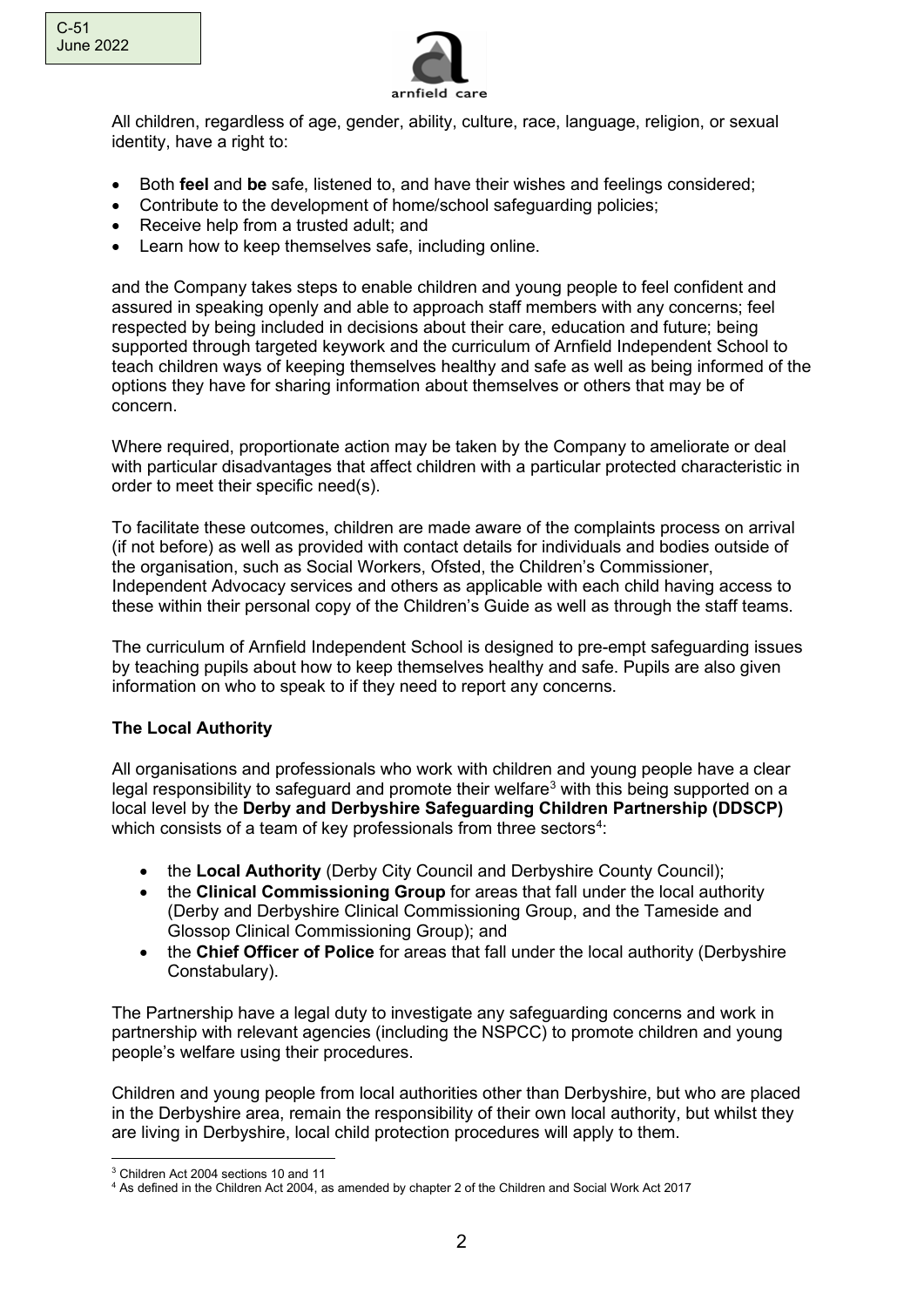All children, regardless of age, gender, ability, culture, race, language, religion, or sexual identity, have a right to:

- Both **feel** and **be** safe, listened to, and have their wishes and feelings considered;
- Contribute to the development of home/school safeguarding policies;
- Receive help from a trusted adult; and
- Learn how to keep themselves safe, including online.

and the Company takes steps to enable children and young people to feel confident and assured in speaking openly and able to approach staff members with any concerns; feel respected by being included in decisions about their care, education and future; being supported through targeted keywork and the curriculum of Arnfield Independent School to teach children ways of keeping themselves healthy and safe as well as being informed of the options they have for sharing information about themselves or others that may be of concern.

Where required, proportionate action may be taken by the Company to ameliorate or deal with particular disadvantages that affect children with a particular protected characteristic in order to meet their specific need(s).

To facilitate these outcomes, children are made aware of the complaints process on arrival (if not before) as well as provided with contact details for individuals and bodies outside of the organisation, such as Social Workers, Ofsted, the Children's Commissioner, Independent Advocacy services and others as applicable with each child having access to these within their personal copy of the Children's Guide as well as through the staff teams.

The curriculum of Arnfield Independent School is designed to pre-empt safeguarding issues by teaching pupils about how to keep themselves healthy and safe. Pupils are also given information on who to speak to if they need to report any concerns.

**The Local Authority**

All organisations and professionals who work with children and young people have a clear legal responsibility to safeguard and promote their welfare[3] with this being supported on a local level by the **Derby and Derbyshire Safeguarding Children Partnership (DDSCP)** which consists of a team of key professionals from three sectors[4]:

- the **Local Authority** (Derby City Council and Derbyshire County Council);
- the **Clinical Commissioning Group** for areas that fall under the local authority (Derby and Derbyshire Clinical Commissioning Group, and the Tameside and Glossop Clinical Commissioning Group); and
- the **Chief Officer of Police** for areas that fall under the local authority (Derbyshire Constabulary).

The Partnership have a legal duty to investigate any safeguarding concerns and work in partnership with relevant agencies (including the NSPCC) to promote children and young people's welfare using their procedures.

Children and young people from local authorities other than Derbyshire, but who are placed in the Derbyshire area, remain the responsibility of their own local authority, but whilst they are living in Derbyshire, local child protection procedures will apply to them.

[3] Children Act 2004 sections 10 and 11

[4] As defined in the Children Act 2004, as amended by chapter 2 of the Children and Social Work Act 2017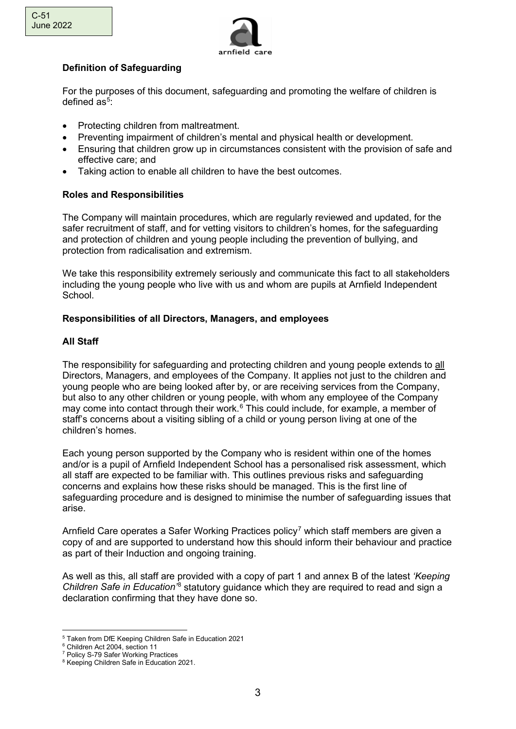**Definition of Safeguarding**

For the purposes of this document, safeguarding and promoting the welfare of children is defined as[5]:

- Protecting children from maltreatment.
- Preventing impairment of children's mental and physical health or development.
- Ensuring that children grow up in circumstances consistent with the provision of safe and effective care; and
- Taking action to enable all children to have the best outcomes.

**Roles and Responsibilities**

The Company will maintain procedures, which are regularly reviewed and updated, for the safer recruitment of staff, and for vetting visitors to children's homes, for the safeguarding and protection of children and young people including the prevention of bullying, and protection from radicalisation and extremism.

We take this responsibility extremely seriously and communicate this fact to all stakeholders including the young people who live with us and whom are pupils at Arnfield Independent School.

**Responsibilities of all Directors, Managers, and employees**

**All Staff**

The responsibility for safeguarding and protecting children and young people extends to all Directors, Managers, and employees of the Company. It applies not just to the children and young people who are being looked after by, or are receiving services from the Company, but also to any other children or young people, with whom any employee of the Company may come into contact through their work.[6] This could include, for example, a member of staff's concerns about a visiting sibling of a child or young person living at one of the children's homes.

Each young person supported by the Company who is resident within one of the homes and/or is a pupil of Arnfield Independent School has a personalised risk assessment, which all staff are expected to be familiar with. This outlines previous risks and safeguarding concerns and explains how these risks should be managed. This is the first line of safeguarding procedure and is designed to minimise the number of safeguarding issues that arise.

Arnfield Care operates a Safer Working Practices policy[7] which staff members are given a copy of and are supported to understand how this should inform their behaviour and practice as part of their Induction and ongoing training.

As well as this, all staff are provided with a copy of part 1 and annex B of the latest *'Keeping Children Safe in Education'*[8] statutory guidance which they are required to read and sign a declaration confirming that they have done so.

[5] Taken from DfE Keeping Children Safe in Education 2021
[6] Children Act 2004, section 11
[7] Policy S-79 Safer Working Practices
[8] Keeping Children Safe in Education 2021.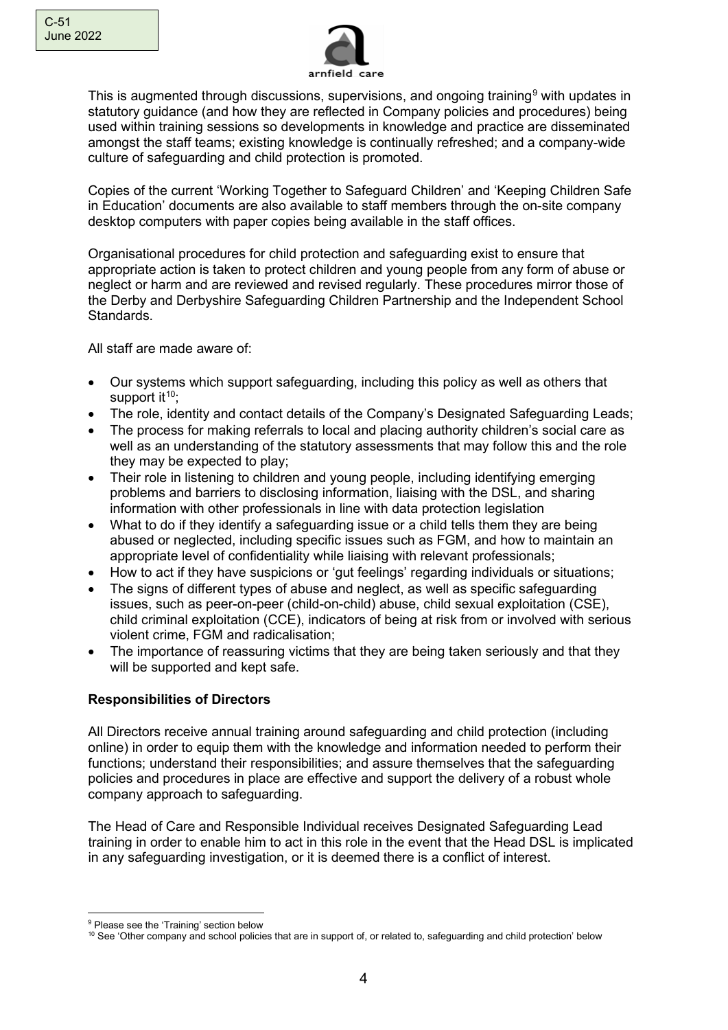This is augmented through discussions, supervisions, and ongoing training[9] with updates in statutory guidance (and how they are reflected in Company policies and procedures) being used within training sessions so developments in knowledge and practice are disseminated amongst the staff teams; existing knowledge is continually refreshed; and a company-wide culture of safeguarding and child protection is promoted.

Copies of the current 'Working Together to Safeguard Children' and 'Keeping Children Safe in Education' documents are also available to staff members through the on-site company desktop computers with paper copies being available in the staff offices.

Organisational procedures for child protection and safeguarding exist to ensure that appropriate action is taken to protect children and young people from any form of abuse or neglect or harm and are reviewed and revised regularly. These procedures mirror those of the Derby and Derbyshire Safeguarding Children Partnership and the Independent School Standards.

All staff are made aware of:

- Our systems which support safeguarding, including this policy as well as others that support it[10];
- The role, identity and contact details of the Company's Designated Safeguarding Leads;
- The process for making referrals to local and placing authority children's social care as well as an understanding of the statutory assessments that may follow this and the role they may be expected to play;
- Their role in listening to children and young people, including identifying emerging problems and barriers to disclosing information, liaising with the DSL, and sharing information with other professionals in line with data protection legislation
- What to do if they identify a safeguarding issue or a child tells them they are being abused or neglected, including specific issues such as FGM, and how to maintain an appropriate level of confidentiality while liaising with relevant professionals;
- How to act if they have suspicions or 'gut feelings' regarding individuals or situations;
- The signs of different types of abuse and neglect, as well as specific safeguarding issues, such as peer-on-peer (child-on-child) abuse, child sexual exploitation (CSE), child criminal exploitation (CCE), indicators of being at risk from or involved with serious violent crime, FGM and radicalisation;
- The importance of reassuring victims that they are being taken seriously and that they will be supported and kept safe.

**Responsibilities of Directors**

All Directors receive annual training around safeguarding and child protection (including online) in order to equip them with the knowledge and information needed to perform their functions; understand their responsibilities; and assure themselves that the safeguarding policies and procedures in place are effective and support the delivery of a robust whole company approach to safeguarding.

The Head of Care and Responsible Individual receives Designated Safeguarding Lead training in order to enable him to act in this role in the event that the Head DSL is implicated in any safeguarding investigation, or it is deemed there is a conflict of interest.

---

[9] Please see the 'Training' section below

[10] See 'Other company and school policies that are in support of, or related to, safeguarding and child protection' below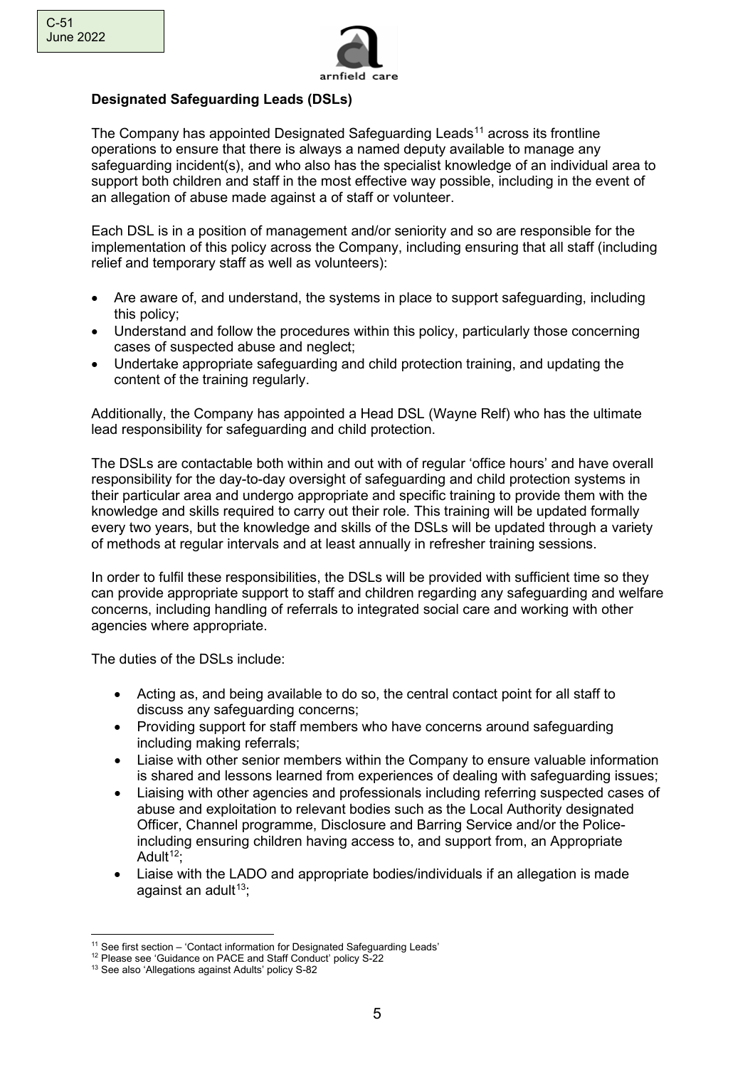**Designated Safeguarding Leads (DSLs)**

The Company has appointed Designated Safeguarding Leads[11] across its frontline operations to ensure that there is always a named deputy available to manage any safeguarding incident(s), and who also has the specialist knowledge of an individual area to support both children and staff in the most effective way possible, including in the event of an allegation of abuse made against a of staff or volunteer.

Each DSL is in a position of management and/or seniority and so are responsible for the implementation of this policy across the Company, including ensuring that all staff (including relief and temporary staff as well as volunteers):

- Are aware of, and understand, the systems in place to support safeguarding, including this policy;
- Understand and follow the procedures within this policy, particularly those concerning cases of suspected abuse and neglect;
- Undertake appropriate safeguarding and child protection training, and updating the content of the training regularly.

Additionally, the Company has appointed a Head DSL (Wayne Relf) who has the ultimate lead responsibility for safeguarding and child protection.

The DSLs are contactable both within and out with of regular 'office hours' and have overall responsibility for the day-to-day oversight of safeguarding and child protection systems in their particular area and undergo appropriate and specific training to provide them with the knowledge and skills required to carry out their role. This training will be updated formally every two years, but the knowledge and skills of the DSLs will be updated through a variety of methods at regular intervals and at least annually in refresher training sessions.

In order to fulfil these responsibilities, the DSLs will be provided with sufficient time so they can provide appropriate support to staff and children regarding any safeguarding and welfare concerns, including handling of referrals to integrated social care and working with other agencies where appropriate.

The duties of the DSLs include:

- Acting as, and being available to do so, the central contact point for all staff to discuss any safeguarding concerns;
- Providing support for staff members who have concerns around safeguarding including making referrals;
- Liaise with other senior members within the Company to ensure valuable information is shared and lessons learned from experiences of dealing with safeguarding issues;
- Liaising with other agencies and professionals including referring suspected cases of abuse and exploitation to relevant bodies such as the Local Authority designated Officer, Channel programme, Disclosure and Barring Service and/or the Police- including ensuring children having access to, and support from, an Appropriate Adult[12];
- Liaise with the LADO and appropriate bodies/individuals if an allegation is made against an adult[13];

[11] See first section – 'Contact information for Designated Safeguarding Leads'
[12] Please see 'Guidance on PACE and Staff Conduct' policy S-22
[13] See also 'Allegations against Adults' policy S-82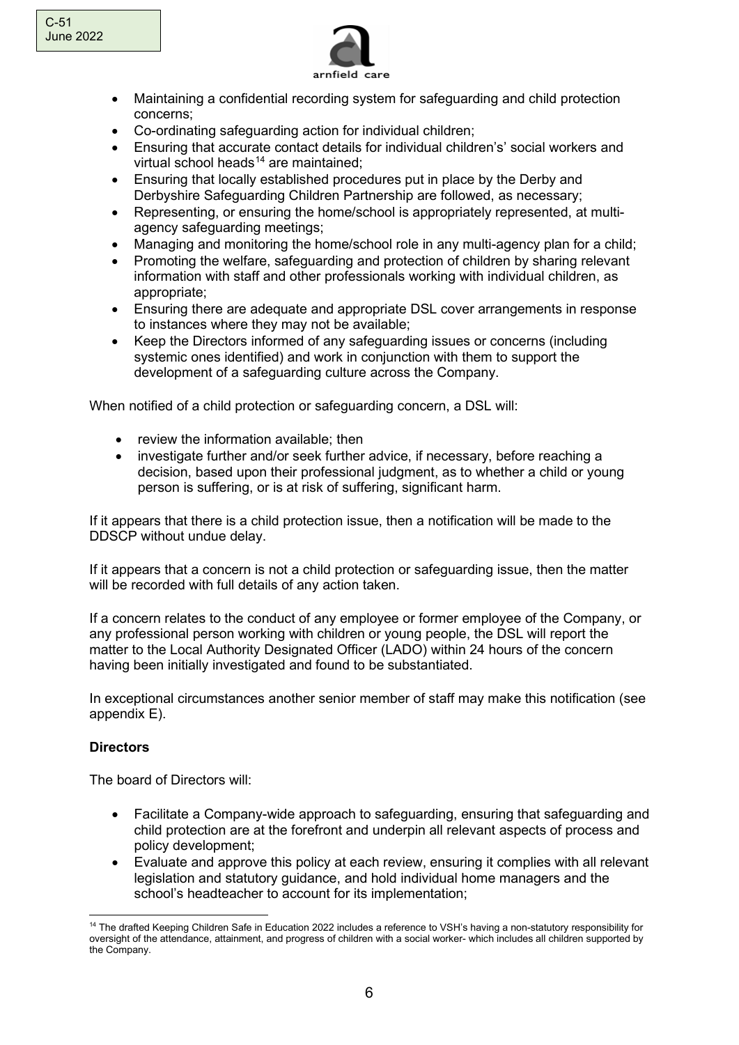- Maintaining a confidential recording system for safeguarding and child protection concerns;
- Co-ordinating safeguarding action for individual children;
- Ensuring that accurate contact details for individual children's' social workers and virtual school heads[14] are maintained;
- Ensuring that locally established procedures put in place by the Derby and Derbyshire Safeguarding Children Partnership are followed, as necessary;
- Representing, or ensuring the home/school is appropriately represented, at multi-agency safeguarding meetings;
- Managing and monitoring the home/school role in any multi-agency plan for a child;
- Promoting the welfare, safeguarding and protection of children by sharing relevant information with staff and other professionals working with individual children, as appropriate;
- Ensuring there are adequate and appropriate DSL cover arrangements in response to instances where they may not be available;
- Keep the Directors informed of any safeguarding issues or concerns (including systemic ones identified) and work in conjunction with them to support the development of a safeguarding culture across the Company.

When notified of a child protection or safeguarding concern, a DSL will:

- review the information available; then
- investigate further and/or seek further advice, if necessary, before reaching a decision, based upon their professional judgment, as to whether a child or young person is suffering, or is at risk of suffering, significant harm.

If it appears that there is a child protection issue, then a notification will be made to the DDSCP without undue delay.

If it appears that a concern is not a child protection or safeguarding issue, then the matter will be recorded with full details of any action taken.

If a concern relates to the conduct of any employee or former employee of the Company, or any professional person working with children or young people, the DSL will report the matter to the Local Authority Designated Officer (LADO) within 24 hours of the concern having been initially investigated and found to be substantiated.

In exceptional circumstances another senior member of staff may make this notification (see appendix E).

**Directors**

The board of Directors will:

- Facilitate a Company-wide approach to safeguarding, ensuring that safeguarding and child protection are at the forefront and underpin all relevant aspects of process and policy development;
- Evaluate and approve this policy at each review, ensuring it complies with all relevant legislation and statutory guidance, and hold individual home managers and the school's headteacher to account for its implementation;

[14] The drafted Keeping Children Safe in Education 2022 includes a reference to VSH's having a non-statutory responsibility for oversight of the attendance, attainment, and progress of children with a social worker- which includes all children supported by the Company.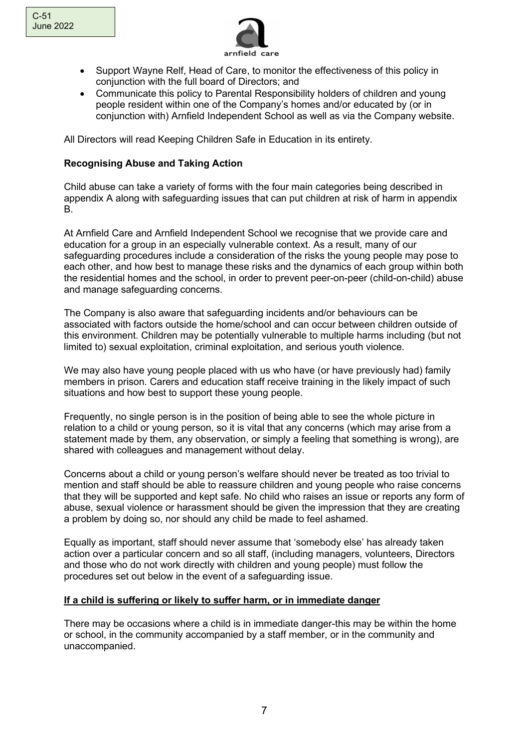- Support Wayne Relf, Head of Care, to monitor the effectiveness of this policy in conjunction with the full board of Directors; and
- Communicate this policy to Parental Responsibility holders of children and young people resident within one of the Company's homes and/or educated by (or in conjunction with) Arnfield Independent School as well as via the Company website.

All Directors will read Keeping Children Safe in Education in its entirety.

**Recognising Abuse and Taking Action**

Child abuse can take a variety of forms with the four main categories being described in appendix A along with safeguarding issues that can put children at risk of harm in appendix B.

At Arnfield Care and Arnfield Independent School we recognise that we provide care and education for a group in an especially vulnerable context. As a result, many of our safeguarding procedures include a consideration of the risks the young people may pose to each other, and how best to manage these risks and the dynamics of each group within both the residential homes and the school, in order to prevent peer-on-peer (child-on-child) abuse and manage safeguarding concerns.

The Company is also aware that safeguarding incidents and/or behaviours can be associated with factors outside the home/school and can occur between children outside of this environment. Children may be potentially vulnerable to multiple harms including (but not limited to) sexual exploitation, criminal exploitation, and serious youth violence.

We may also have young people placed with us who have (or have previously had) family members in prison. Carers and education staff receive training in the likely impact of such situations and how best to support these young people.

Frequently, no single person is in the position of being able to see the whole picture in relation to a child or young person, so it is vital that any concerns (which may arise from a statement made by them, any observation, or simply a feeling that something is wrong), are shared with colleagues and management without delay.

Concerns about a child or young person's welfare should never be treated as too trivial to mention and staff should be able to reassure children and young people who raise concerns that they will be supported and kept safe. No child who raises an issue or reports any form of abuse, sexual violence or harassment should be given the impression that they are creating a problem by doing so, nor should any child be made to feel ashamed.

Equally as important, staff should never assume that 'somebody else' has already taken action over a particular concern and so all staff, (including managers, volunteers, Directors and those who do not work directly with children and young people) must follow the procedures set out below in the event of a safeguarding issue.

**If a child is suffering or likely to suffer harm, or in immediate danger**

There may be occasions where a child is in immediate danger-this may be within the home or school, in the community accompanied by a staff member, or in the community and unaccompanied.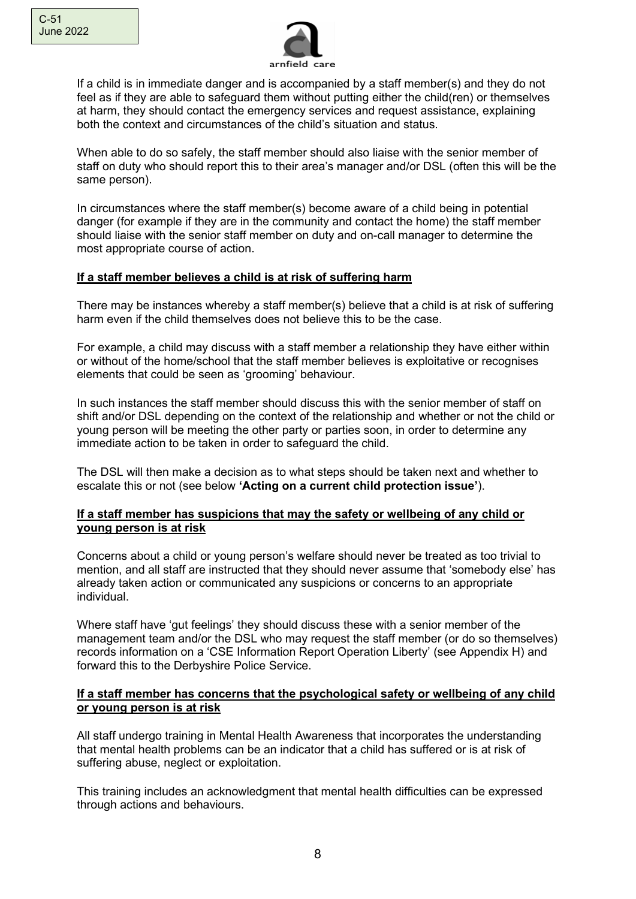If a child is in immediate danger and is accompanied by a staff member(s) and they do not feel as if they are able to safeguard them without putting either the child(ren) or themselves at harm, they should contact the emergency services and request assistance, explaining both the context and circumstances of the child's situation and status.

When able to do so safely, the staff member should also liaise with the senior member of staff on duty who should report this to their area's manager and/or DSL (often this will be the same person).

In circumstances where the staff member(s) become aware of a child being in potential danger (for example if they are in the community and contact the home) the staff member should liaise with the senior staff member on duty and on-call manager to determine the most appropriate course of action.

**<u>If a staff member believes a child is at risk of suffering harm</u>**

There may be instances whereby a staff member(s) believe that a child is at risk of suffering harm even if the child themselves does not believe this to be the case.

For example, a child may discuss with a staff member a relationship they have either within or without of the home/school that the staff member believes is exploitative or recognises elements that could be seen as 'grooming' behaviour.

In such instances the staff member should discuss this with the senior member of staff on shift and/or DSL depending on the context of the relationship and whether or not the child or young person will be meeting the other party or parties soon, in order to determine any immediate action to be taken in order to safeguard the child.

The DSL will then make a decision as to what steps should be taken next and whether to escalate this or not (see below **'Acting on a current child protection issue'**).

**<u>If a staff member has suspicions that may the safety or wellbeing of any child or young person is at risk</u>**

Concerns about a child or young person's welfare should never be treated as too trivial to mention, and all staff are instructed that they should never assume that 'somebody else' has already taken action or communicated any suspicions or concerns to an appropriate individual.

Where staff have 'gut feelings' they should discuss these with a senior member of the management team and/or the DSL who may request the staff member (or do so themselves) records information on a 'CSE Information Report Operation Liberty' (see Appendix H) and forward this to the Derbyshire Police Service.

**<u>If a staff member has concerns that the psychological safety or wellbeing of any child or young person is at risk</u>**

All staff undergo training in Mental Health Awareness that incorporates the understanding that mental health problems can be an indicator that a child has suffered or is at risk of suffering abuse, neglect or exploitation.

This training includes an acknowledgment that mental health difficulties can be expressed through actions and behaviours.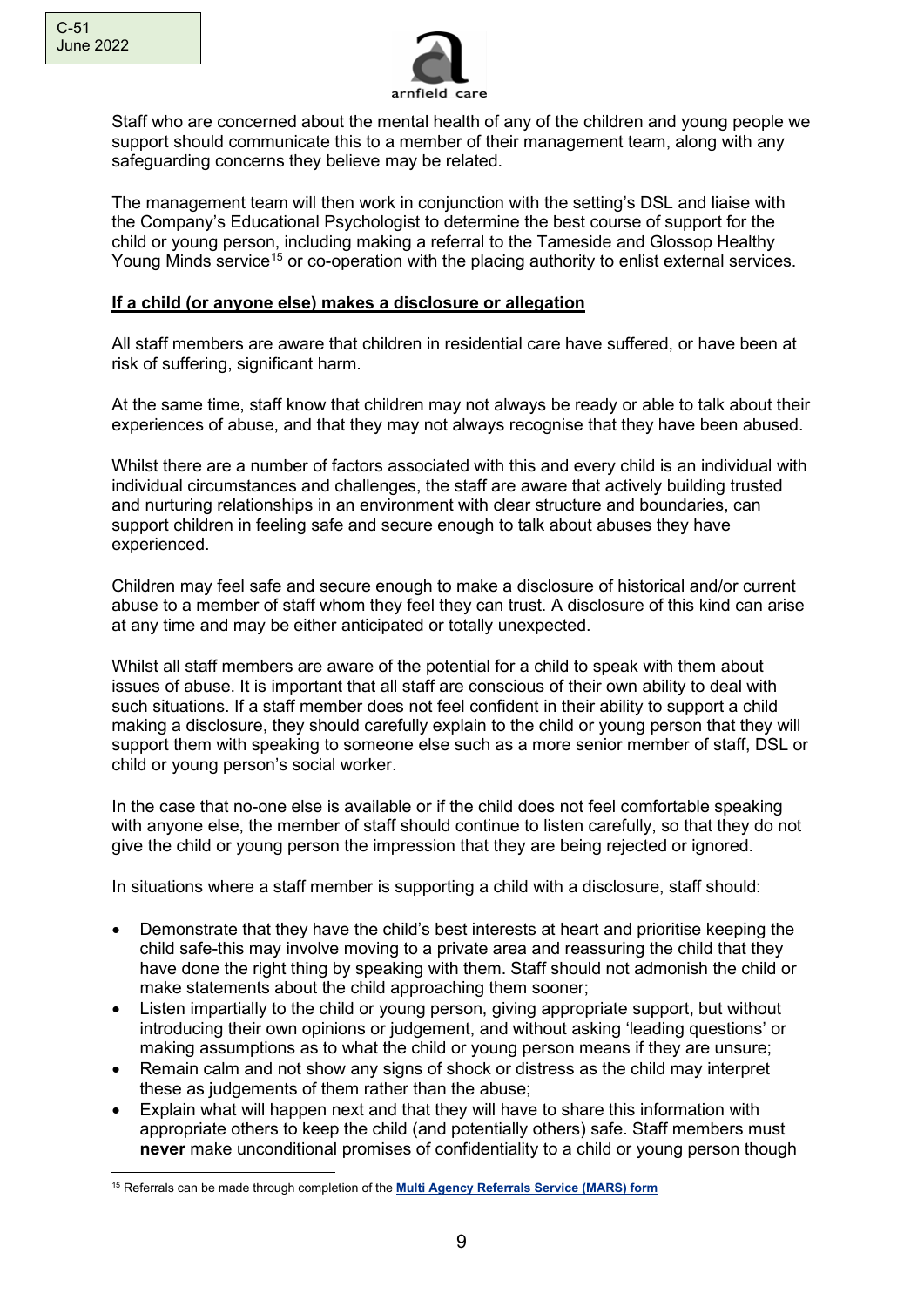Staff who are concerned about the mental health of any of the children and young people we support should communicate this to a member of their management team, along with any safeguarding concerns they believe may be related.

The management team will then work in conjunction with the setting's DSL and liaise with the Company's Educational Psychologist to determine the best course of support for the child or young person, including making a referral to the Tameside and Glossop Healthy Young Minds service[15] or co-operation with the placing authority to enlist external services.

## If a child (or anyone else) makes a disclosure or allegation

All staff members are aware that children in residential care have suffered, or have been at risk of suffering, significant harm.

At the same time, staff know that children may not always be ready or able to talk about their experiences of abuse, and that they may not always recognise that they have been abused.

Whilst there are a number of factors associated with this and every child is an individual with individual circumstances and challenges, the staff are aware that actively building trusted and nurturing relationships in an environment with clear structure and boundaries, can support children in feeling safe and secure enough to talk about abuses they have experienced.

Children may feel safe and secure enough to make a disclosure of historical and/or current abuse to a member of staff whom they feel they can trust. A disclosure of this kind can arise at any time and may be either anticipated or totally unexpected.

Whilst all staff members are aware of the potential for a child to speak with them about issues of abuse. It is important that all staff are conscious of their own ability to deal with such situations. If a staff member does not feel confident in their ability to support a child making a disclosure, they should carefully explain to the child or young person that they will support them with speaking to someone else such as a more senior member of staff, DSL or child or young person's social worker.

In the case that no-one else is available or if the child does not feel comfortable speaking with anyone else, the member of staff should continue to listen carefully, so that they do not give the child or young person the impression that they are being rejected or ignored.

In situations where a staff member is supporting a child with a disclosure, staff should:

- Demonstrate that they have the child's best interests at heart and prioritise keeping the child safe-this may involve moving to a private area and reassuring the child that they have done the right thing by speaking with them. Staff should not admonish the child or make statements about the child approaching them sooner;
- Listen impartially to the child or young person, giving appropriate support, but without introducing their own opinions or judgement, and without asking 'leading questions' or making assumptions as to what the child or young person means if they are unsure;
- Remain calm and not show any signs of shock or distress as the child may interpret these as judgements of them rather than the abuse;
- Explain what will happen next and that they will have to share this information with appropriate others to keep the child (and potentially others) safe. Staff members must **never** make unconditional promises of confidentiality to a child or young person though

[15] Referrals can be made through completion of the **Multi Agency Referrals Service (MARS) form**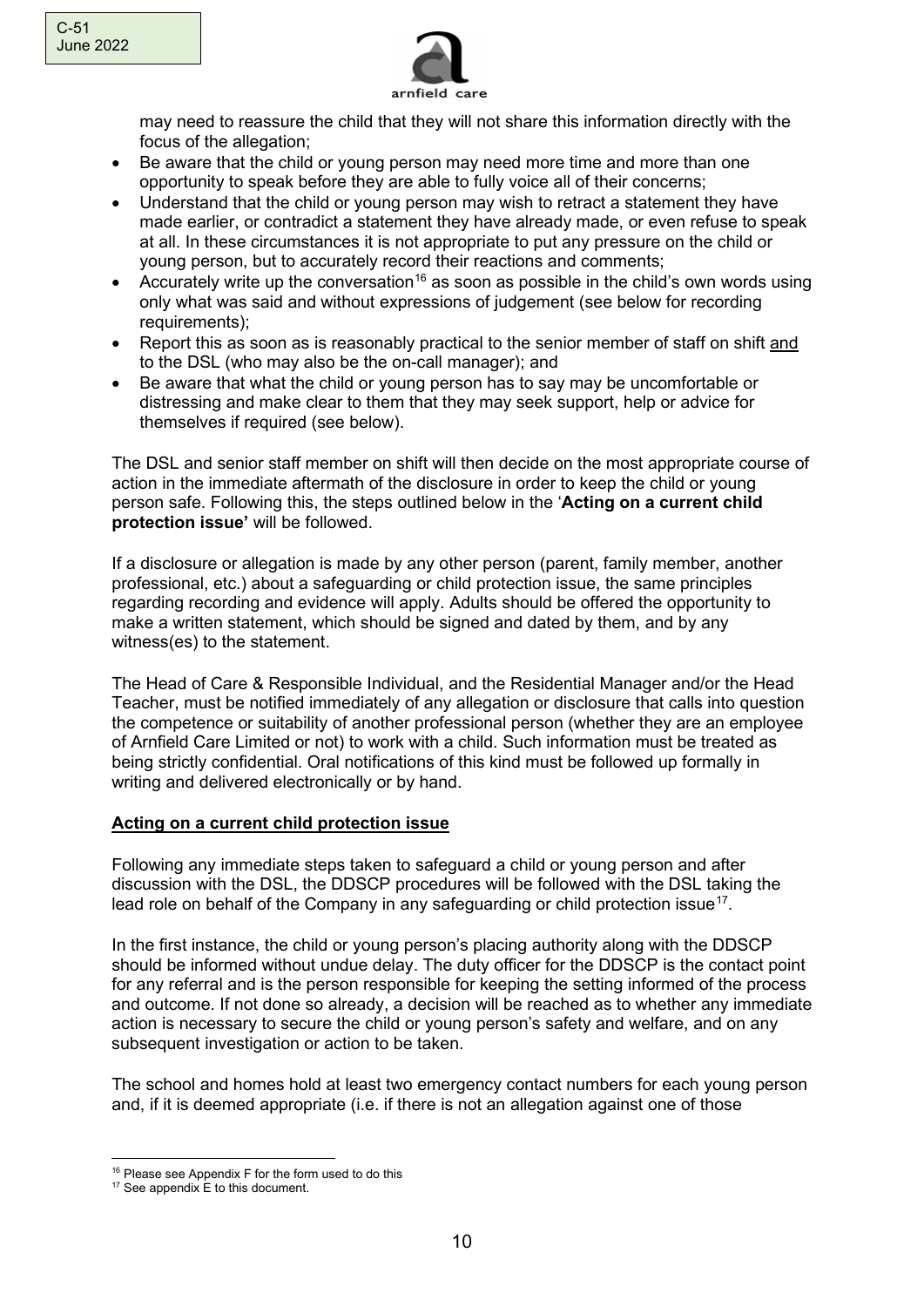may need to reassure the child that they will not share this information directly with the focus of the allegation;

- Be aware that the child or young person may need more time and more than one opportunity to speak before they are able to fully voice all of their concerns;
- Understand that the child or young person may wish to retract a statement they have made earlier, or contradict a statement they have already made, or even refuse to speak at all. In these circumstances it is not appropriate to put any pressure on the child or young person, but to accurately record their reactions and comments;
- Accurately write up the conversation[16] as soon as possible in the child's own words using only what was said and without expressions of judgement (see below for recording requirements);
- Report this as soon as is reasonably practical to the senior member of staff on shift <u>and</u> to the DSL (who may also be the on-call manager); and
- Be aware that what the child or young person has to say may be uncomfortable or distressing and make clear to them that they may seek support, help or advice for themselves if required (see below).

The DSL and senior staff member on shift will then decide on the most appropriate course of action in the immediate aftermath of the disclosure in order to keep the child or young person safe. Following this, the steps outlined below in the '**Acting on a current child protection issue'** will be followed.

If a disclosure or allegation is made by any other person (parent, family member, another professional, etc.) about a safeguarding or child protection issue, the same principles regarding recording and evidence will apply. Adults should be offered the opportunity to make a written statement, which should be signed and dated by them, and by any witness(es) to the statement.

The Head of Care & Responsible Individual, and the Residential Manager and/or the Head Teacher, must be notified immediately of any allegation or disclosure that calls into question the competence or suitability of another professional person (whether they are an employee of Arnfield Care Limited or not) to work with a child. Such information must be treated as being strictly confidential. Oral notifications of this kind must be followed up formally in writing and delivered electronically or by hand.

## <u>Acting on a current child protection issue</u>

Following any immediate steps taken to safeguard a child or young person and after discussion with the DSL, the DDSCP procedures will be followed with the DSL taking the lead role on behalf of the Company in any safeguarding or child protection issue[17].

In the first instance, the child or young person's placing authority along with the DDSCP should be informed without undue delay. The duty officer for the DDSCP is the contact point for any referral and is the person responsible for keeping the setting informed of the process and outcome. If not done so already, a decision will be reached as to whether any immediate action is necessary to secure the child or young person's safety and welfare, and on any subsequent investigation or action to be taken.

The school and homes hold at least two emergency contact numbers for each young person and, if it is deemed appropriate (i.e. if there is not an allegation against one of those

[16] Please see Appendix F for the form used to do this

[17] See appendix E to this document.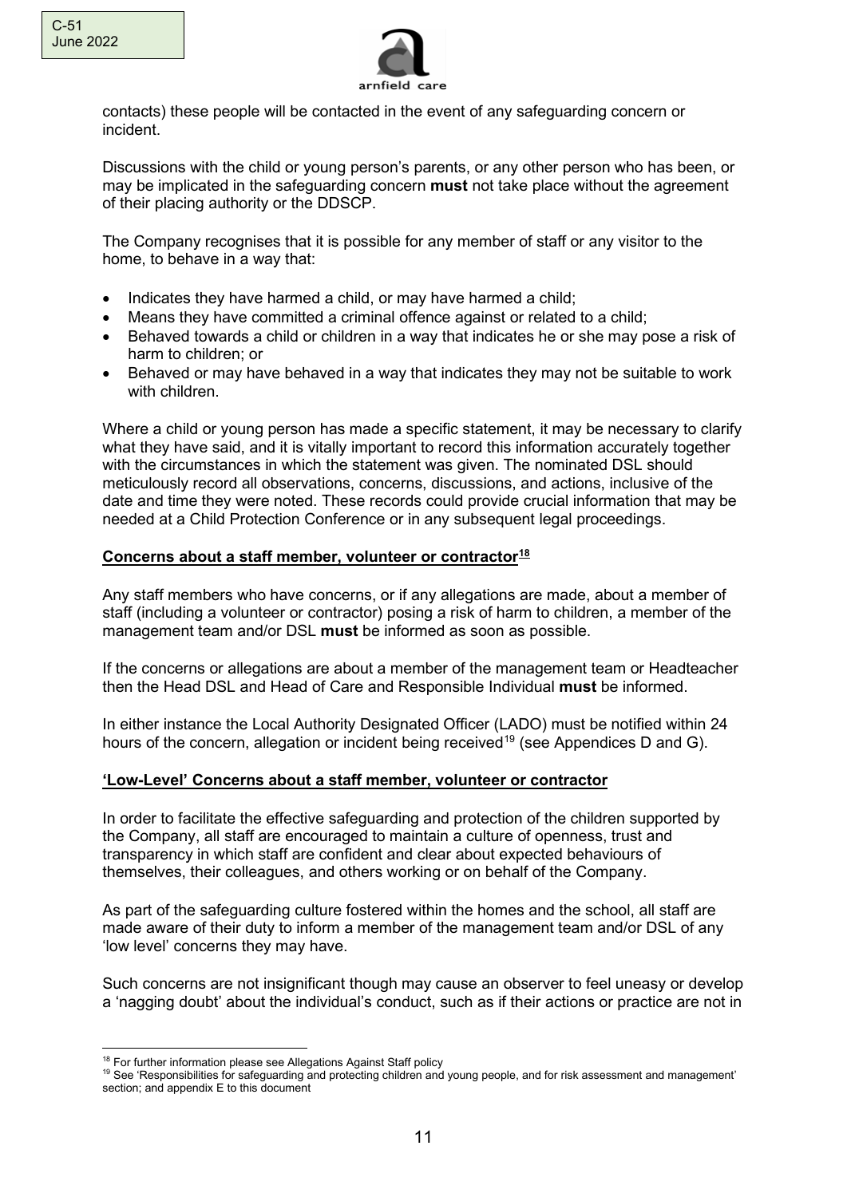contacts) these people will be contacted in the event of any safeguarding concern or incident.

Discussions with the child or young person's parents, or any other person who has been, or may be implicated in the safeguarding concern **must** not take place without the agreement of their placing authority or the DDSCP.

The Company recognises that it is possible for any member of staff or any visitor to the home, to behave in a way that:

- Indicates they have harmed a child, or may have harmed a child;
- Means they have committed a criminal offence against or related to a child;
- Behaved towards a child or children in a way that indicates he or she may pose a risk of harm to children; or
- Behaved or may have behaved in a way that indicates they may not be suitable to work with children.

Where a child or young person has made a specific statement, it may be necessary to clarify what they have said, and it is vitally important to record this information accurately together with the circumstances in which the statement was given. The nominated DSL should meticulously record all observations, concerns, discussions, and actions, inclusive of the date and time they were noted. These records could provide crucial information that may be needed at a Child Protection Conference or in any subsequent legal proceedings.

## Concerns about a staff member, volunteer or contractor[18]

Any staff members who have concerns, or if any allegations are made, about a member of staff (including a volunteer or contractor) posing a risk of harm to children, a member of the management team and/or DSL **must** be informed as soon as possible.

If the concerns or allegations are about a member of the management team or Headteacher then the Head DSL and Head of Care and Responsible Individual **must** be informed.

In either instance the Local Authority Designated Officer (LADO) must be notified within 24 hours of the concern, allegation or incident being received[19] (see Appendices D and G).

## 'Low-Level' Concerns about a staff member, volunteer or contractor

In order to facilitate the effective safeguarding and protection of the children supported by the Company, all staff are encouraged to maintain a culture of openness, trust and transparency in which staff are confident and clear about expected behaviours of themselves, their colleagues, and others working or on behalf of the Company.

As part of the safeguarding culture fostered within the homes and the school, all staff are made aware of their duty to inform a member of the management team and/or DSL of any 'low level' concerns they may have.

Such concerns are not insignificant though may cause an observer to feel uneasy or develop a 'nagging doubt' about the individual's conduct, such as if their actions or practice are not in

[18] For further information please see Allegations Against Staff policy

[19] See 'Responsibilities for safeguarding and protecting children and young people, and for risk assessment and management' section; and appendix E to this document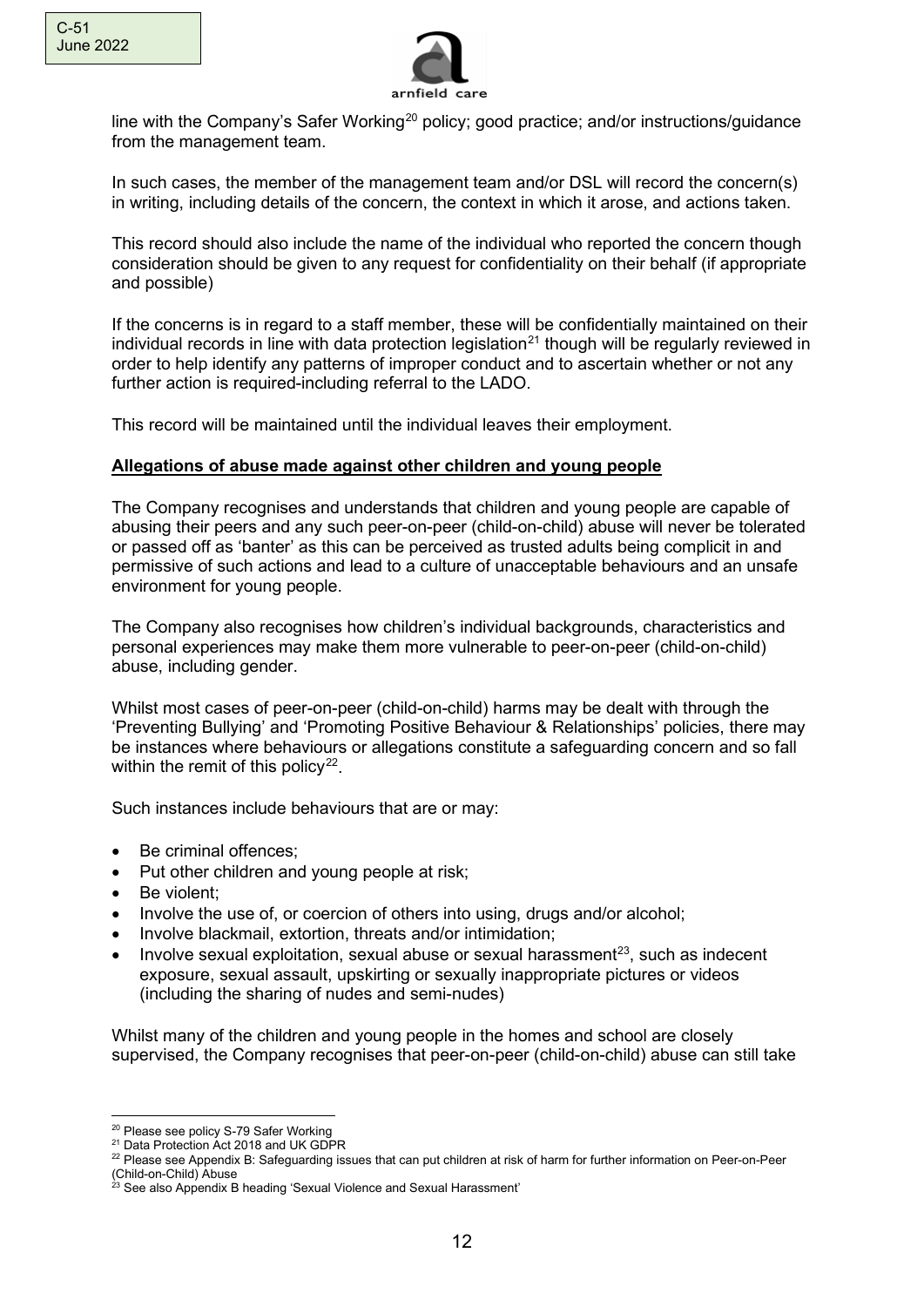line with the Company's Safer Working[20] policy; good practice; and/or instructions/guidance from the management team.

In such cases, the member of the management team and/or DSL will record the concern(s) in writing, including details of the concern, the context in which it arose, and actions taken.

This record should also include the name of the individual who reported the concern though consideration should be given to any request for confidentiality on their behalf (if appropriate and possible)

If the concerns is in regard to a staff member, these will be confidentially maintained on their individual records in line with data protection legislation[21] though will be regularly reviewed in order to help identify any patterns of improper conduct and to ascertain whether or not any further action is required-including referral to the LADO.

This record will be maintained until the individual leaves their employment.

**Allegations of abuse made against other children and young people**

The Company recognises and understands that children and young people are capable of abusing their peers and any such peer-on-peer (child-on-child) abuse will never be tolerated or passed off as 'banter' as this can be perceived as trusted adults being complicit in and permissive of such actions and lead to a culture of unacceptable behaviours and an unsafe environment for young people.

The Company also recognises how children's individual backgrounds, characteristics and personal experiences may make them more vulnerable to peer-on-peer (child-on-child) abuse, including gender.

Whilst most cases of peer-on-peer (child-on-child) harms may be dealt with through the 'Preventing Bullying' and 'Promoting Positive Behaviour & Relationships' policies, there may be instances where behaviours or allegations constitute a safeguarding concern and so fall within the remit of this policy[22].

Such instances include behaviours that are or may:

- Be criminal offences;
- Put other children and young people at risk;
- Be violent;
- Involve the use of, or coercion of others into using, drugs and/or alcohol;
- Involve blackmail, extortion, threats and/or intimidation;
- Involve sexual exploitation, sexual abuse or sexual harassment[23], such as indecent exposure, sexual assault, upskirting or sexually inappropriate pictures or videos (including the sharing of nudes and semi-nudes)

Whilst many of the children and young people in the homes and school are closely supervised, the Company recognises that peer-on-peer (child-on-child) abuse can still take

---

[20] Please see policy S-79 Safer Working

[21] Data Protection Act 2018 and UK GDPR

[22] Please see Appendix B: Safeguarding issues that can put children at risk of harm for further information on Peer-on-Peer (Child-on-Child) Abuse

[23] See also Appendix B heading 'Sexual Violence and Sexual Harassment'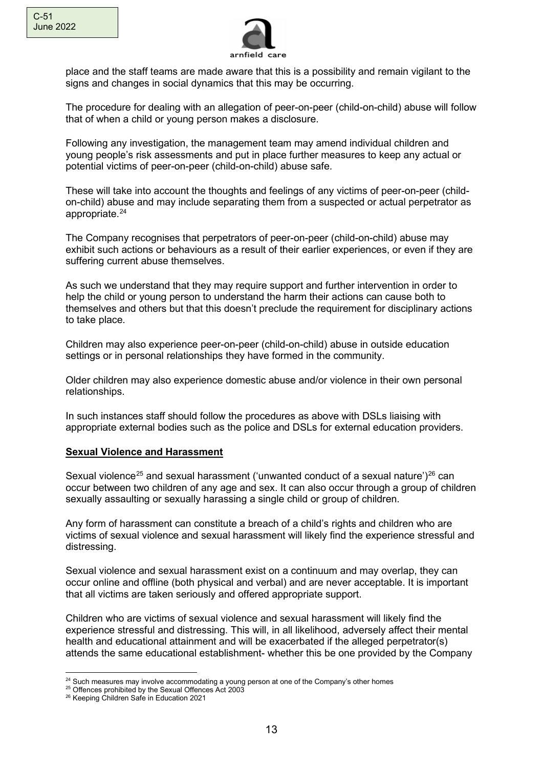place and the staff teams are made aware that this is a possibility and remain vigilant to the signs and changes in social dynamics that this may be occurring.

The procedure for dealing with an allegation of peer-on-peer (child-on-child) abuse will follow that of when a child or young person makes a disclosure.

Following any investigation, the management team may amend individual children and young people's risk assessments and put in place further measures to keep any actual or potential victims of peer-on-peer (child-on-child) abuse safe.

These will take into account the thoughts and feelings of any victims of peer-on-peer (child-on-child) abuse and may include separating them from a suspected or actual perpetrator as appropriate.[24]

The Company recognises that perpetrators of peer-on-peer (child-on-child) abuse may exhibit such actions or behaviours as a result of their earlier experiences, or even if they are suffering current abuse themselves.

As such we understand that they may require support and further intervention in order to help the child or young person to understand the harm their actions can cause both to themselves and others but that this doesn't preclude the requirement for disciplinary actions to take place.

Children may also experience peer-on-peer (child-on-child) abuse in outside education settings or in personal relationships they have formed in the community.

Older children may also experience domestic abuse and/or violence in their own personal relationships.

In such instances staff should follow the procedures as above with DSLs liaising with appropriate external bodies such as the police and DSLs for external education providers.

**Sexual Violence and Harassment**

Sexual violence[25] and sexual harassment ('unwanted conduct of a sexual nature')[26] can occur between two children of any age and sex. It can also occur through a group of children sexually assaulting or sexually harassing a single child or group of children.

Any form of harassment can constitute a breach of a child's rights and children who are victims of sexual violence and sexual harassment will likely find the experience stressful and distressing.

Sexual violence and sexual harassment exist on a continuum and may overlap, they can occur online and offline (both physical and verbal) and are never acceptable. It is important that all victims are taken seriously and offered appropriate support.

Children who are victims of sexual violence and sexual harassment will likely find the experience stressful and distressing. This will, in all likelihood, adversely affect their mental health and educational attainment and will be exacerbated if the alleged perpetrator(s) attends the same educational establishment- whether this be one provided by the Company

---

[24] Such measures may involve accommodating a young person at one of the Company's other homes

[25] Offences prohibited by the Sexual Offences Act 2003

[26] Keeping Children Safe in Education 2021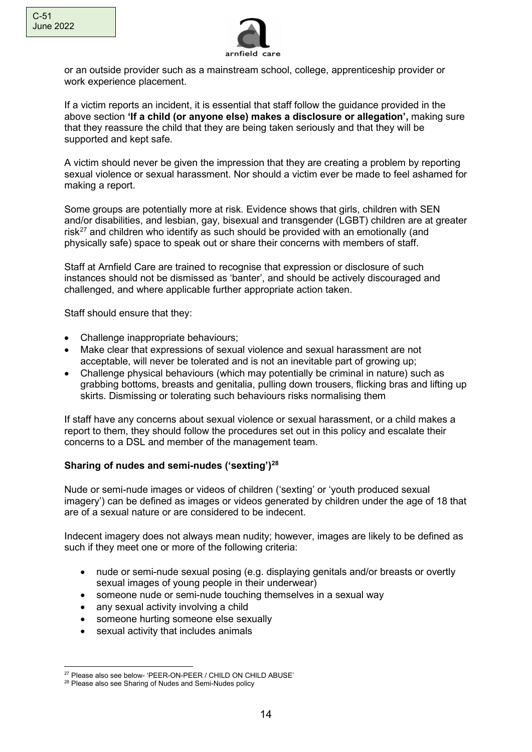or an outside provider such as a mainstream school, college, apprenticeship provider or work experience placement.

If a victim reports an incident, it is essential that staff follow the guidance provided in the above section **'If a child (or anyone else) makes a disclosure or allegation',** making sure that they reassure the child that they are being taken seriously and that they will be supported and kept safe.

A victim should never be given the impression that they are creating a problem by reporting sexual violence or sexual harassment. Nor should a victim ever be made to feel ashamed for making a report.

Some groups are potentially more at risk. Evidence shows that girls, children with SEN and/or disabilities, and lesbian, gay, bisexual and transgender (LGBT) children are at greater risk[27] and children who identify as such should be provided with an emotionally (and physically safe) space to speak out or share their concerns with members of staff.

Staff at Arnfield Care are trained to recognise that expression or disclosure of such instances should not be dismissed as 'banter', and should be actively discouraged and challenged, and where applicable further appropriate action taken.

Staff should ensure that they:

- Challenge inappropriate behaviours;
- Make clear that expressions of sexual violence and sexual harassment are not acceptable, will never be tolerated and is not an inevitable part of growing up;
- Challenge physical behaviours (which may potentially be criminal in nature) such as grabbing bottoms, breasts and genitalia, pulling down trousers, flicking bras and lifting up skirts. Dismissing or tolerating such behaviours risks normalising them

If staff have any concerns about sexual violence or sexual harassment, or a child makes a report to them, they should follow the procedures set out in this policy and escalate their concerns to a DSL and member of the management team.

**Sharing of nudes and semi-nudes ('sexting')[28]**

Nude or semi-nude images or videos of children ('sexting' or 'youth produced sexual imagery') can be defined as images or videos generated by children under the age of 18 that are of a sexual nature or are considered to be indecent.

Indecent imagery does not always mean nudity; however, images are likely to be defined as such if they meet one or more of the following criteria:

- nude or semi-nude sexual posing (e.g. displaying genitals and/or breasts or overtly sexual images of young people in their underwear)
- someone nude or semi-nude touching themselves in a sexual way
- any sexual activity involving a child
- someone hurting someone else sexually
- sexual activity that includes animals

[27] Please also see below- 'PEER-ON-PEER / CHILD ON CHILD ABUSE'

[28] Please also see Sharing of Nudes and Semi-Nudes policy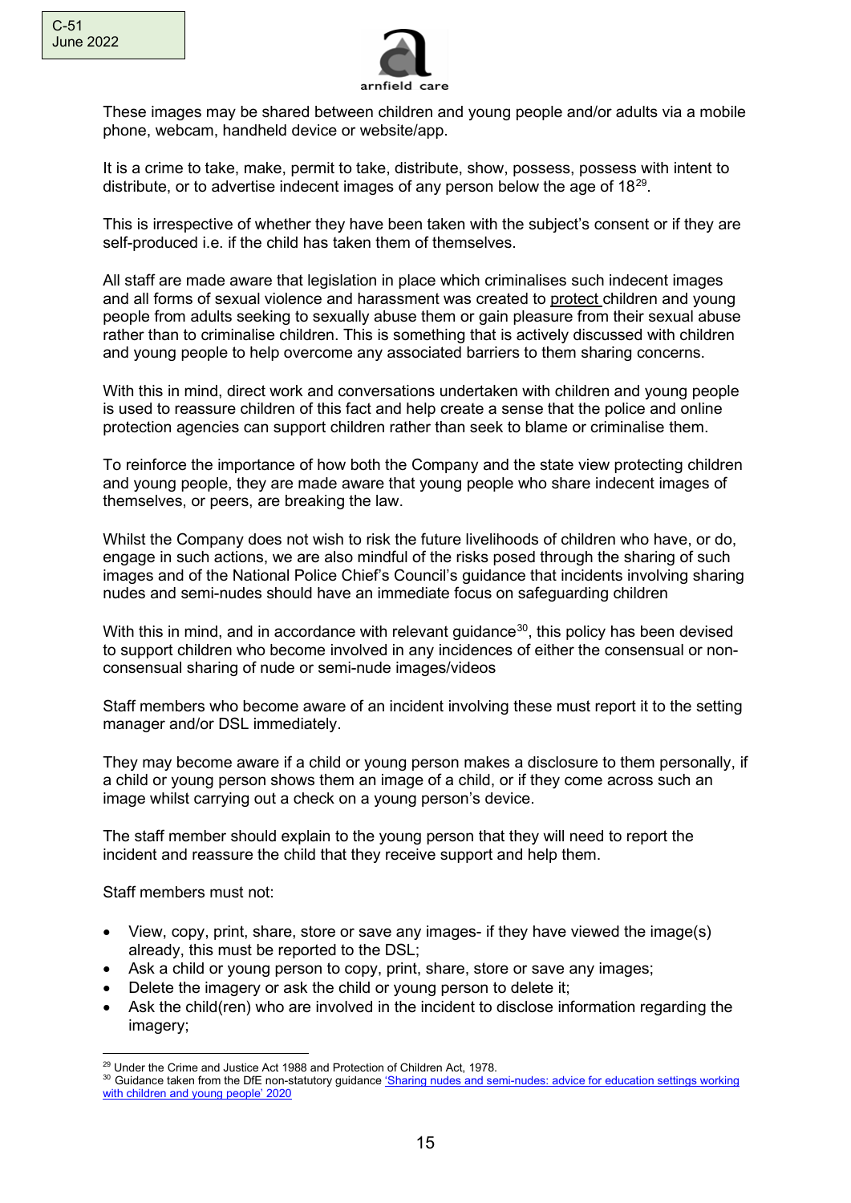These images may be shared between children and young people and/or adults via a mobile phone, webcam, handheld device or website/app.

It is a crime to take, make, permit to take, distribute, show, possess, possess with intent to distribute, or to advertise indecent images of any person below the age of 18[29].

This is irrespective of whether they have been taken with the subject's consent or if they are self-produced i.e. if the child has taken them of themselves.

All staff are made aware that legislation in place which criminalises such indecent images and all forms of sexual violence and harassment was created to protect children and young people from adults seeking to sexually abuse them or gain pleasure from their sexual abuse rather than to criminalise children. This is something that is actively discussed with children and young people to help overcome any associated barriers to them sharing concerns.

With this in mind, direct work and conversations undertaken with children and young people is used to reassure children of this fact and help create a sense that the police and online protection agencies can support children rather than seek to blame or criminalise them.

To reinforce the importance of how both the Company and the state view protecting children and young people, they are made aware that young people who share indecent images of themselves, or peers, are breaking the law.

Whilst the Company does not wish to risk the future livelihoods of children who have, or do, engage in such actions, we are also mindful of the risks posed through the sharing of such images and of the National Police Chief's Council's guidance that incidents involving sharing nudes and semi-nudes should have an immediate focus on safeguarding children

With this in mind, and in accordance with relevant guidance[30], this policy has been devised to support children who become involved in any incidences of either the consensual or non-consensual sharing of nude or semi-nude images/videos

Staff members who become aware of an incident involving these must report it to the setting manager and/or DSL immediately.

They may become aware if a child or young person makes a disclosure to them personally, if a child or young person shows them an image of a child, or if they come across such an image whilst carrying out a check on a young person's device.

The staff member should explain to the young person that they will need to report the incident and reassure the child that they receive support and help them.

Staff members must not:

- View, copy, print, share, store or save any images- if they have viewed the image(s) already, this must be reported to the DSL;
- Ask a child or young person to copy, print, share, store or save any images;
- Delete the imagery or ask the child or young person to delete it;
- Ask the child(ren) who are involved in the incident to disclose information regarding the imagery;

---

[29] Under the Crime and Justice Act 1988 and Protection of Children Act, 1978.

[30] Guidance taken from the DfE non-statutory guidance 'Sharing nudes and semi-nudes: advice for education settings working with children and young people' 2020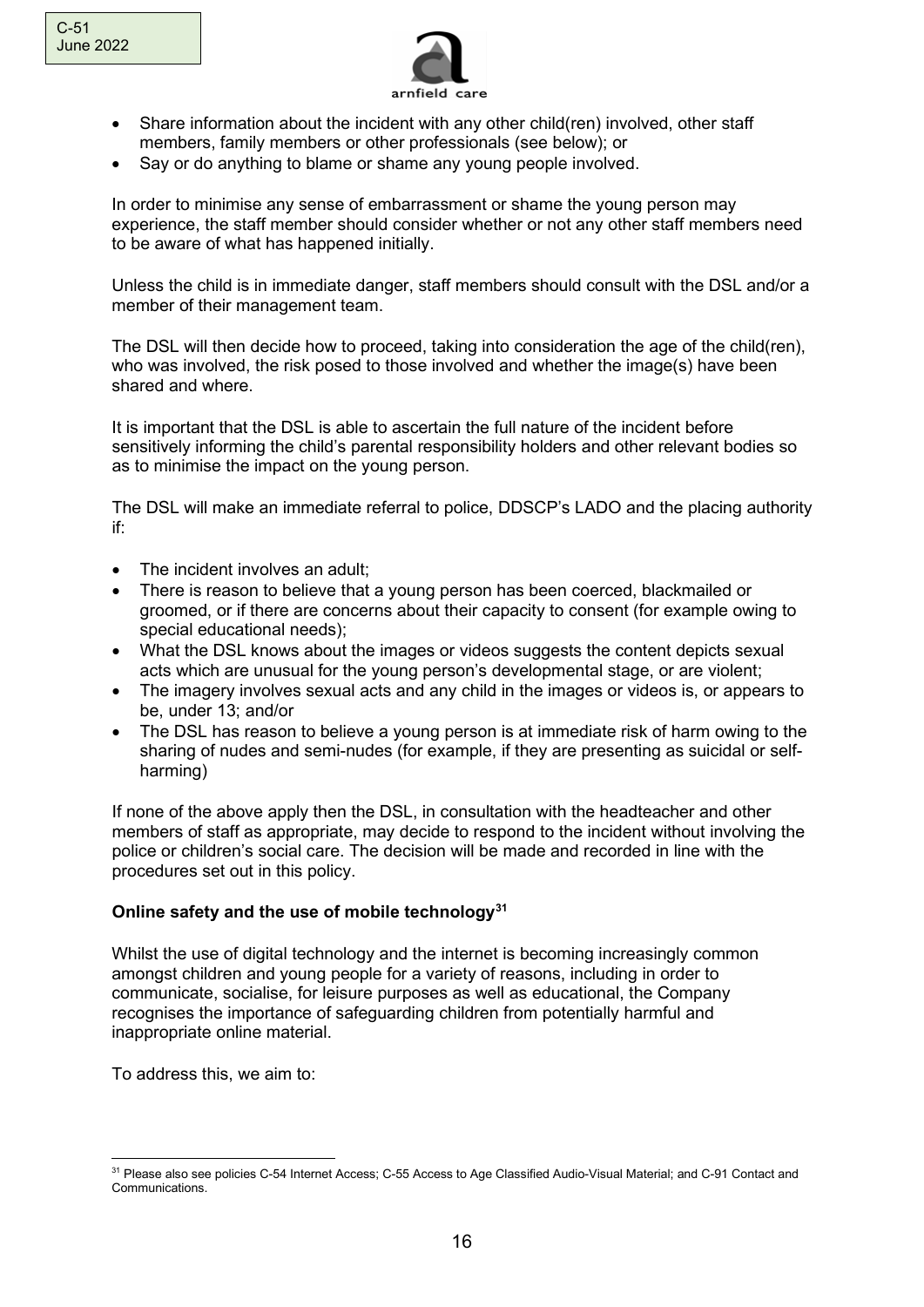- Share information about the incident with any other child(ren) involved, other staff members, family members or other professionals (see below); or
- Say or do anything to blame or shame any young people involved.

In order to minimise any sense of embarrassment or shame the young person may experience, the staff member should consider whether or not any other staff members need to be aware of what has happened initially.

Unless the child is in immediate danger, staff members should consult with the DSL and/or a member of their management team.

The DSL will then decide how to proceed, taking into consideration the age of the child(ren), who was involved, the risk posed to those involved and whether the image(s) have been shared and where.

It is important that the DSL is able to ascertain the full nature of the incident before sensitively informing the child's parental responsibility holders and other relevant bodies so as to minimise the impact on the young person.

The DSL will make an immediate referral to police, DDSCP's LADO and the placing authority if:

- The incident involves an adult;
- There is reason to believe that a young person has been coerced, blackmailed or groomed, or if there are concerns about their capacity to consent (for example owing to special educational needs);
- What the DSL knows about the images or videos suggests the content depicts sexual acts which are unusual for the young person's developmental stage, or are violent;
- The imagery involves sexual acts and any child in the images or videos is, or appears to be, under 13; and/or
- The DSL has reason to believe a young person is at immediate risk of harm owing to the sharing of nudes and semi-nudes (for example, if they are presenting as suicidal or self-harming)

If none of the above apply then the DSL, in consultation with the headteacher and other members of staff as appropriate, may decide to respond to the incident without involving the police or children's social care. The decision will be made and recorded in line with the procedures set out in this policy.

**Online safety and the use of mobile technology[31]**

Whilst the use of digital technology and the internet is becoming increasingly common amongst children and young people for a variety of reasons, including in order to communicate, socialise, for leisure purposes as well as educational, the Company recognises the importance of safeguarding children from potentially harmful and inappropriate online material.

To address this, we aim to:

[31] Please also see policies C-54 Internet Access; C-55 Access to Age Classified Audio-Visual Material; and C-91 Contact and Communications.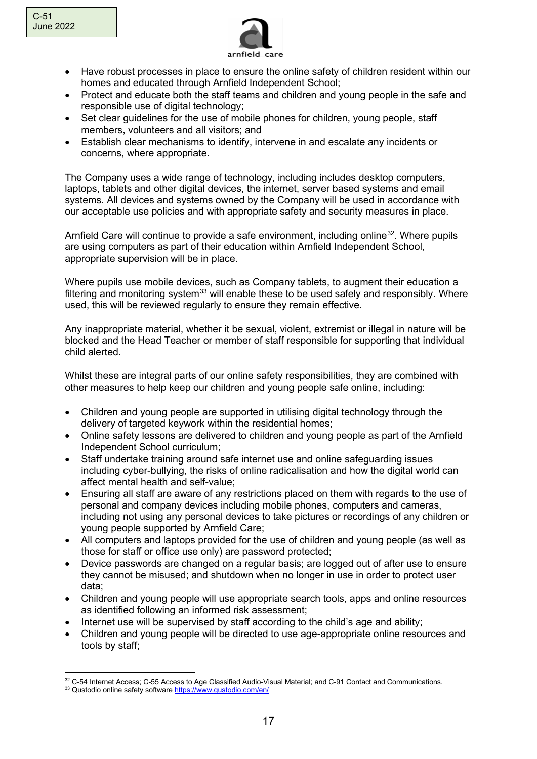- Have robust processes in place to ensure the online safety of children resident within our homes and educated through Arnfield Independent School;
- Protect and educate both the staff teams and children and young people in the safe and responsible use of digital technology;
- Set clear guidelines for the use of mobile phones for children, young people, staff members, volunteers and all visitors; and
- Establish clear mechanisms to identify, intervene in and escalate any incidents or concerns, where appropriate.

The Company uses a wide range of technology, including includes desktop computers, laptops, tablets and other digital devices, the internet, server based systems and email systems. All devices and systems owned by the Company will be used in accordance with our acceptable use policies and with appropriate safety and security measures in place.

Arnfield Care will continue to provide a safe environment, including online[32]. Where pupils are using computers as part of their education within Arnfield Independent School, appropriate supervision will be in place.

Where pupils use mobile devices, such as Company tablets, to augment their education a filtering and monitoring system[33] will enable these to be used safely and responsibly. Where used, this will be reviewed regularly to ensure they remain effective.

Any inappropriate material, whether it be sexual, violent, extremist or illegal in nature will be blocked and the Head Teacher or member of staff responsible for supporting that individual child alerted.

Whilst these are integral parts of our online safety responsibilities, they are combined with other measures to help keep our children and young people safe online, including:

- Children and young people are supported in utilising digital technology through the delivery of targeted keywork within the residential homes;
- Online safety lessons are delivered to children and young people as part of the Arnfield Independent School curriculum;
- Staff undertake training around safe internet use and online safeguarding issues including cyber-bullying, the risks of online radicalisation and how the digital world can affect mental health and self-value;
- Ensuring all staff are aware of any restrictions placed on them with regards to the use of personal and company devices including mobile phones, computers and cameras, including not using any personal devices to take pictures or recordings of any children or young people supported by Arnfield Care;
- All computers and laptops provided for the use of children and young people (as well as those for staff or office use only) are password protected;
- Device passwords are changed on a regular basis; are logged out of after use to ensure they cannot be misused; and shutdown when no longer in use in order to protect user data;
- Children and young people will use appropriate search tools, apps and online resources as identified following an informed risk assessment;
- Internet use will be supervised by staff according to the child's age and ability;
- Children and young people will be directed to use age-appropriate online resources and tools by staff;

---

[32] C-54 Internet Access; C-55 Access to Age Classified Audio-Visual Material; and C-91 Contact and Communications.

[33] Qustodio online safety software https://www.qustodio.com/en/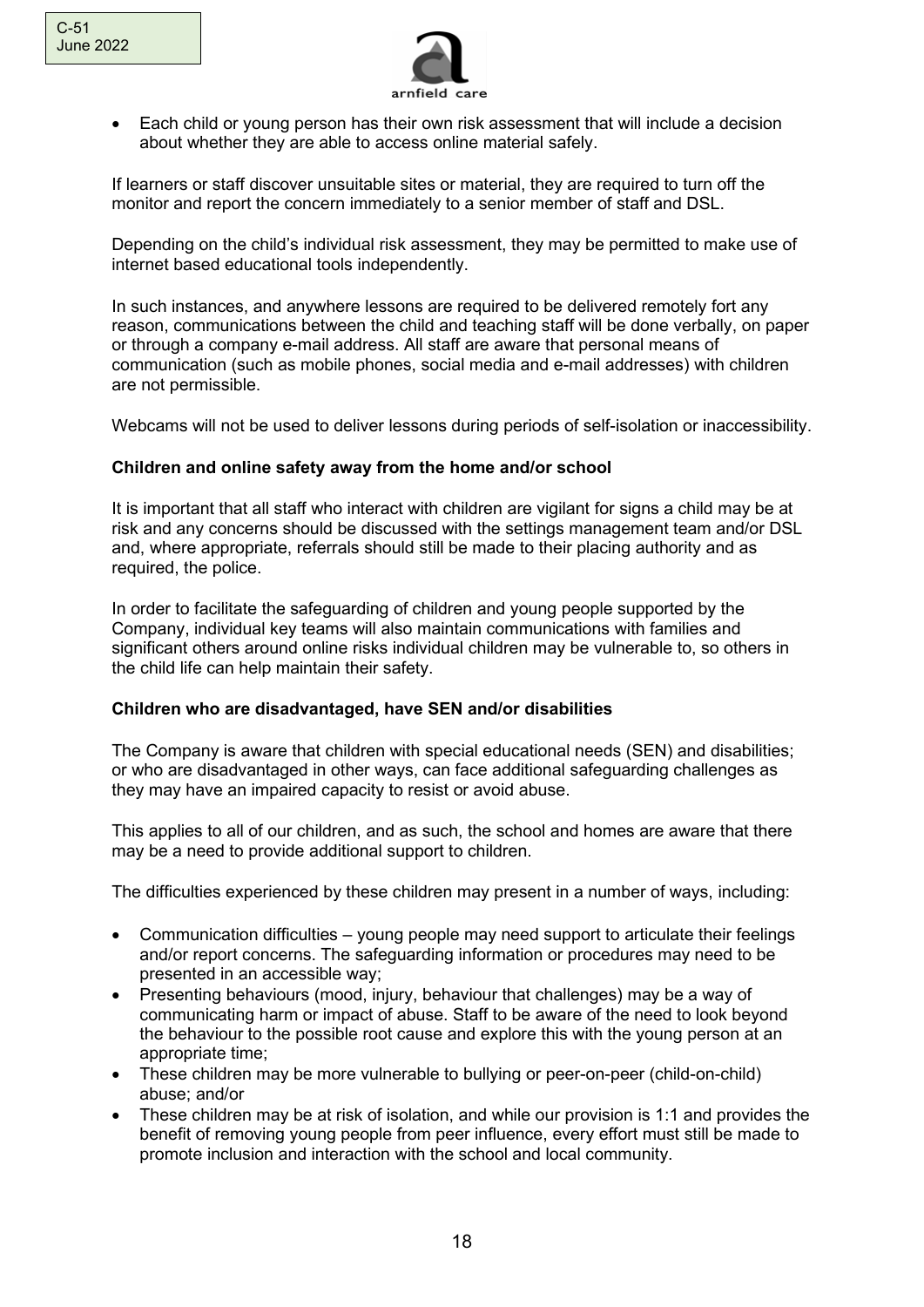- Each child or young person has their own risk assessment that will include a decision about whether they are able to access online material safely.

If learners or staff discover unsuitable sites or material, they are required to turn off the monitor and report the concern immediately to a senior member of staff and DSL.

Depending on the child's individual risk assessment, they may be permitted to make use of internet based educational tools independently.

In such instances, and anywhere lessons are required to be delivered remotely fort any reason, communications between the child and teaching staff will be done verbally, on paper or through a company e-mail address. All staff are aware that personal means of communication (such as mobile phones, social media and e-mail addresses) with children are not permissible.

Webcams will not be used to deliver lessons during periods of self-isolation or inaccessibility.

**Children and online safety away from the home and/or school**

It is important that all staff who interact with children are vigilant for signs a child may be at risk and any concerns should be discussed with the settings management team and/or DSL and, where appropriate, referrals should still be made to their placing authority and as required, the police.

In order to facilitate the safeguarding of children and young people supported by the Company, individual key teams will also maintain communications with families and significant others around online risks individual children may be vulnerable to, so others in the child life can help maintain their safety.

**Children who are disadvantaged, have SEN and/or disabilities**

The Company is aware that children with special educational needs (SEN) and disabilities; or who are disadvantaged in other ways, can face additional safeguarding challenges as they may have an impaired capacity to resist or avoid abuse.

This applies to all of our children, and as such, the school and homes are aware that there may be a need to provide additional support to children.

The difficulties experienced by these children may present in a number of ways, including:

- Communication difficulties – young people may need support to articulate their feelings and/or report concerns. The safeguarding information or procedures may need to be presented in an accessible way;
- Presenting behaviours (mood, injury, behaviour that challenges) may be a way of communicating harm or impact of abuse. Staff to be aware of the need to look beyond the behaviour to the possible root cause and explore this with the young person at an appropriate time;
- These children may be more vulnerable to bullying or peer-on-peer (child-on-child) abuse; and/or
- These children may be at risk of isolation, and while our provision is 1:1 and provides the benefit of removing young people from peer influence, every effort must still be made to promote inclusion and interaction with the school and local community.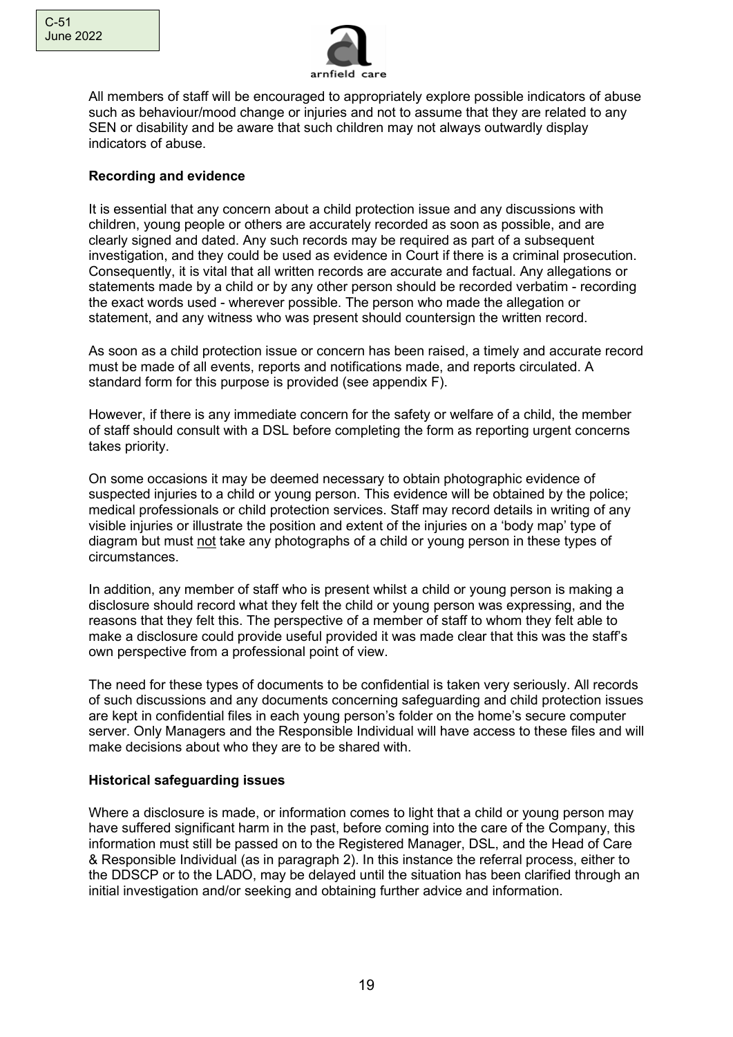All members of staff will be encouraged to appropriately explore possible indicators of abuse such as behaviour/mood change or injuries and not to assume that they are related to any SEN or disability and be aware that such children may not always outwardly display indicators of abuse.

**Recording and evidence**

It is essential that any concern about a child protection issue and any discussions with children, young people or others are accurately recorded as soon as possible, and are clearly signed and dated. Any such records may be required as part of a subsequent investigation, and they could be used as evidence in Court if there is a criminal prosecution. Consequently, it is vital that all written records are accurate and factual. Any allegations or statements made by a child or by any other person should be recorded verbatim - recording the exact words used - wherever possible. The person who made the allegation or statement, and any witness who was present should countersign the written record.

As soon as a child protection issue or concern has been raised, a timely and accurate record must be made of all events, reports and notifications made, and reports circulated. A standard form for this purpose is provided (see appendix F).

However, if there is any immediate concern for the safety or welfare of a child, the member of staff should consult with a DSL before completing the form as reporting urgent concerns takes priority.

On some occasions it may be deemed necessary to obtain photographic evidence of suspected injuries to a child or young person. This evidence will be obtained by the police; medical professionals or child protection services. Staff may record details in writing of any visible injuries or illustrate the position and extent of the injuries on a 'body map' type of diagram but must <u>not</u> take any photographs of a child or young person in these types of circumstances.

In addition, any member of staff who is present whilst a child or young person is making a disclosure should record what they felt the child or young person was expressing, and the reasons that they felt this. The perspective of a member of staff to whom they felt able to make a disclosure could provide useful provided it was made clear that this was the staff's own perspective from a professional point of view.

The need for these types of documents to be confidential is taken very seriously. All records of such discussions and any documents concerning safeguarding and child protection issues are kept in confidential files in each young person's folder on the home's secure computer server. Only Managers and the Responsible Individual will have access to these files and will make decisions about who they are to be shared with.

**Historical safeguarding issues**

Where a disclosure is made, or information comes to light that a child or young person may have suffered significant harm in the past, before coming into the care of the Company, this information must still be passed on to the Registered Manager, DSL, and the Head of Care & Responsible Individual (as in paragraph 2). In this instance the referral process, either to the DDSCP or to the LADO, may be delayed until the situation has been clarified through an initial investigation and/or seeking and obtaining further advice and information.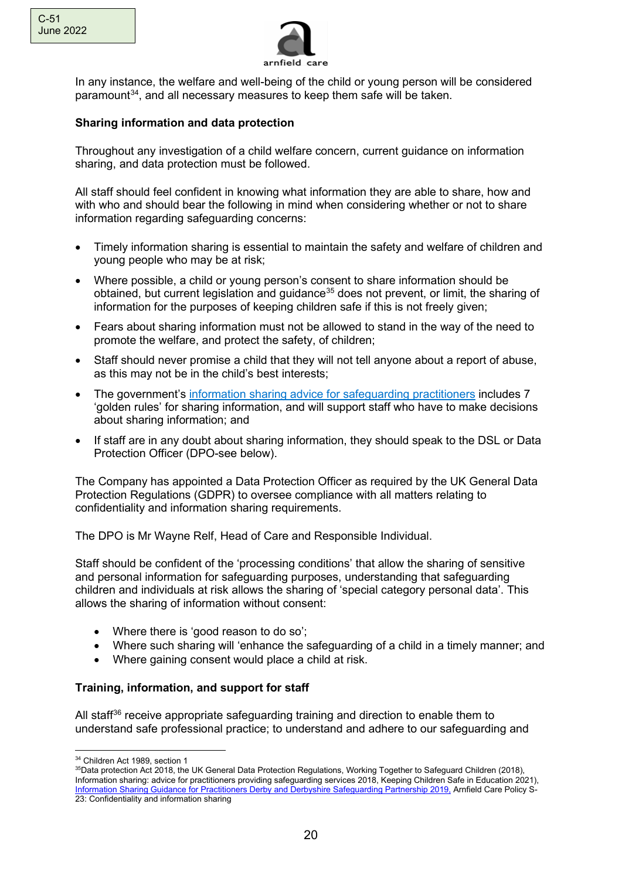In any instance, the welfare and well-being of the child or young person will be considered paramount[34], and all necessary measures to keep them safe will be taken.

**Sharing information and data protection**

Throughout any investigation of a child welfare concern, current guidance on information sharing, and data protection must be followed.

All staff should feel confident in knowing what information they are able to share, how and with who and should bear the following in mind when considering whether or not to share information regarding safeguarding concerns:

- Timely information sharing is essential to maintain the safety and welfare of children and young people who may be at risk;
- Where possible, a child or young person's consent to share information should be obtained, but current legislation and guidance[35] does not prevent, or limit, the sharing of information for the purposes of keeping children safe if this is not freely given;
- Fears about sharing information must not be allowed to stand in the way of the need to promote the welfare, and protect the safety, of children;
- Staff should never promise a child that they will not tell anyone about a report of abuse, as this may not be in the child's best interests;
- The government's information sharing advice for safeguarding practitioners includes 7 'golden rules' for sharing information, and will support staff who have to make decisions about sharing information; and
- If staff are in any doubt about sharing information, they should speak to the DSL or Data Protection Officer (DPO-see below).

The Company has appointed a Data Protection Officer as required by the UK General Data Protection Regulations (GDPR) to oversee compliance with all matters relating to confidentiality and information sharing requirements.

The DPO is Mr Wayne Relf, Head of Care and Responsible Individual.

Staff should be confident of the 'processing conditions' that allow the sharing of sensitive and personal information for safeguarding purposes, understanding that safeguarding children and individuals at risk allows the sharing of 'special category personal data'. This allows the sharing of information without consent:

- Where there is 'good reason to do so';
- Where such sharing will 'enhance the safeguarding of a child in a timely manner; and
- Where gaining consent would place a child at risk.

**Training, information, and support for staff**

All staff[36] receive appropriate safeguarding training and direction to enable them to understand safe professional practice; to understand and adhere to our safeguarding and

---

[34] Children Act 1989, section 1

[35] Data protection Act 2018, the UK General Data Protection Regulations, Working Together to Safeguard Children (2018), Information sharing: advice for practitioners providing safeguarding services 2018, Keeping Children Safe in Education 2021), Information Sharing Guidance for Practitioners Derby and Derbyshire Safeguarding Partnership 2019, Arnfield Care Policy S-23: Confidentiality and information sharing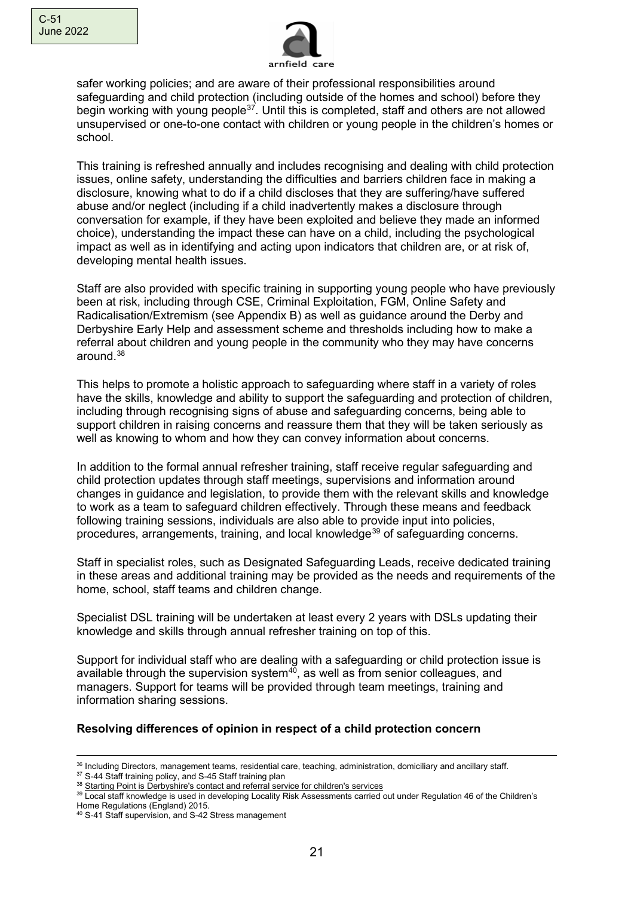safer working policies; and are aware of their professional responsibilities around safeguarding and child protection (including outside of the homes and school) before they begin working with young people[37]. Until this is completed, staff and others are not allowed unsupervised or one-to-one contact with children or young people in the children's homes or school.

This training is refreshed annually and includes recognising and dealing with child protection issues, online safety, understanding the difficulties and barriers children face in making a disclosure, knowing what to do if a child discloses that they are suffering/have suffered abuse and/or neglect (including if a child inadvertently makes a disclosure through conversation for example, if they have been exploited and believe they made an informed choice), understanding the impact these can have on a child, including the psychological impact as well as in identifying and acting upon indicators that children are, or at risk of, developing mental health issues.

Staff are also provided with specific training in supporting young people who have previously been at risk, including through CSE, Criminal Exploitation, FGM, Online Safety and Radicalisation/Extremism (see Appendix B) as well as guidance around the Derby and Derbyshire Early Help and assessment scheme and thresholds including how to make a referral about children and young people in the community who they may have concerns around.[38]

This helps to promote a holistic approach to safeguarding where staff in a variety of roles have the skills, knowledge and ability to support the safeguarding and protection of children, including through recognising signs of abuse and safeguarding concerns, being able to support children in raising concerns and reassure them that they will be taken seriously as well as knowing to whom and how they can convey information about concerns.

In addition to the formal annual refresher training, staff receive regular safeguarding and child protection updates through staff meetings, supervisions and information around changes in guidance and legislation, to provide them with the relevant skills and knowledge to work as a team to safeguard children effectively. Through these means and feedback following training sessions, individuals are also able to provide input into policies, procedures, arrangements, training, and local knowledge[39] of safeguarding concerns.

Staff in specialist roles, such as Designated Safeguarding Leads, receive dedicated training in these areas and additional training may be provided as the needs and requirements of the home, school, staff teams and children change.

Specialist DSL training will be undertaken at least every 2 years with DSLs updating their knowledge and skills through annual refresher training on top of this.

Support for individual staff who are dealing with a safeguarding or child protection issue is available through the supervision system[40], as well as from senior colleagues, and managers. Support for teams will be provided through team meetings, training and information sharing sessions.

**Resolving differences of opinion in respect of a child protection concern**

---

[36] Including Directors, management teams, residential care, teaching, administration, domiciliary and ancillary staff.

[37] S-44 Staff training policy, and S-45 Staff training plan

[38] Starting Point is Derbyshire's contact and referral service for children's services

[39] Local staff knowledge is used in developing Locality Risk Assessments carried out under Regulation 46 of the Children's Home Regulations (England) 2015.

[40] S-41 Staff supervision, and S-42 Stress management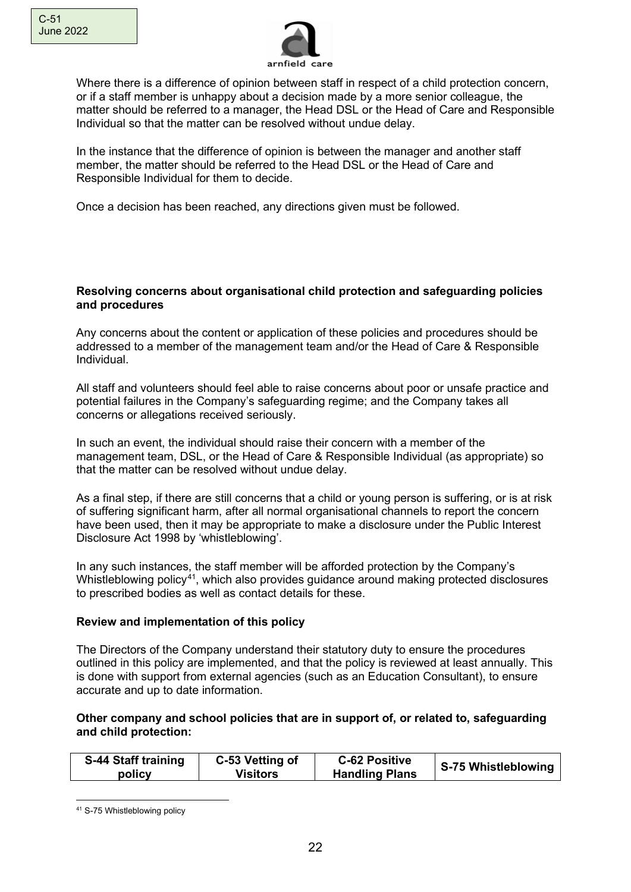Where there is a difference of opinion between staff in respect of a child protection concern, or if a staff member is unhappy about a decision made by a more senior colleague, the matter should be referred to a manager, the Head DSL or the Head of Care and Responsible Individual so that the matter can be resolved without undue delay.

In the instance that the difference of opinion is between the manager and another staff member, the matter should be referred to the Head DSL or the Head of Care and Responsible Individual for them to decide.

Once a decision has been reached, any directions given must be followed.

**Resolving concerns about organisational child protection and safeguarding policies and procedures**

Any concerns about the content or application of these policies and procedures should be addressed to a member of the management team and/or the Head of Care & Responsible Individual.

All staff and volunteers should feel able to raise concerns about poor or unsafe practice and potential failures in the Company's safeguarding regime; and the Company takes all concerns or allegations received seriously.

In such an event, the individual should raise their concern with a member of the management team, DSL, or the Head of Care & Responsible Individual (as appropriate) so that the matter can be resolved without undue delay.

As a final step, if there are still concerns that a child or young person is suffering, or is at risk of suffering significant harm, after all normal organisational channels to report the concern have been used, then it may be appropriate to make a disclosure under the Public Interest Disclosure Act 1998 by 'whistleblowing'.

In any such instances, the staff member will be afforded protection by the Company's Whistleblowing policy[41], which also provides guidance around making protected disclosures to prescribed bodies as well as contact details for these.

**Review and implementation of this policy**

The Directors of the Company understand their statutory duty to ensure the procedures outlined in this policy are implemented, and that the policy is reviewed at least annually. This is done with support from external agencies (such as an Education Consultant), to ensure accurate and up to date information.

**Other company and school policies that are in support of, or related to, safeguarding and child protection:**

| S-44 Staff training policy | C-53 Vetting of Visitors | C-62 Positive Handling Plans | S-75 Whistleblowing |
|---|---|---|---|

[41] S-75 Whistleblowing policy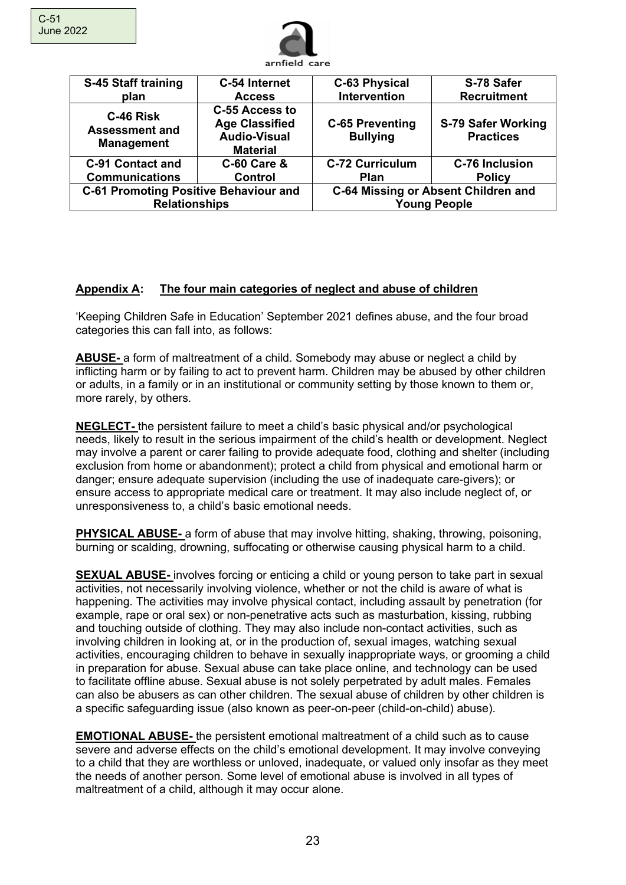| S-45 Staff training plan | C-54 Internet Access | C-63 Physical Intervention | S-78 Safer Recruitment |
|---|---|---|---|
| C-46 Risk Assessment and Management | C-55 Access to Age Classified Audio-Visual Material | C-65 Preventing Bullying | S-79 Safer Working Practices |
| C-91 Contact and Communications | C-60 Care & Control | C-72 Curriculum Plan | C-76 Inclusion Policy |
| C-61 Promoting Positive Behaviour and Relationships | | C-64 Missing or Absent Children and Young People | |

## Appendix A: The four main categories of neglect and abuse of children

'Keeping Children Safe in Education' September 2021 defines abuse, and the four broad categories this can fall into, as follows:

**ABUSE-** a form of maltreatment of a child. Somebody may abuse or neglect a child by inflicting harm or by failing to act to prevent harm. Children may be abused by other children or adults, in a family or in an institutional or community setting by those known to them or, more rarely, by others.

**NEGLECT-** the persistent failure to meet a child's basic physical and/or psychological needs, likely to result in the serious impairment of the child's health or development. Neglect may involve a parent or carer failing to provide adequate food, clothing and shelter (including exclusion from home or abandonment); protect a child from physical and emotional harm or danger; ensure adequate supervision (including the use of inadequate care-givers); or ensure access to appropriate medical care or treatment. It may also include neglect of, or unresponsiveness to, a child's basic emotional needs.

**PHYSICAL ABUSE-** a form of abuse that may involve hitting, shaking, throwing, poisoning, burning or scalding, drowning, suffocating or otherwise causing physical harm to a child.

**SEXUAL ABUSE-** involves forcing or enticing a child or young person to take part in sexual activities, not necessarily involving violence, whether or not the child is aware of what is happening. The activities may involve physical contact, including assault by penetration (for example, rape or oral sex) or non-penetrative acts such as masturbation, kissing, rubbing and touching outside of clothing. They may also include non-contact activities, such as involving children in looking at, or in the production of, sexual images, watching sexual activities, encouraging children to behave in sexually inappropriate ways, or grooming a child in preparation for abuse. Sexual abuse can take place online, and technology can be used to facilitate offline abuse. Sexual abuse is not solely perpetrated by adult males. Females can also be abusers as can other children. The sexual abuse of children by other children is a specific safeguarding issue (also known as peer-on-peer (child-on-child) abuse).

**EMOTIONAL ABUSE-** the persistent emotional maltreatment of a child such as to cause severe and adverse effects on the child's emotional development. It may involve conveying to a child that they are worthless or unloved, inadequate, or valued only insofar as they meet the needs of another person. Some level of emotional abuse is involved in all types of maltreatment of a child, although it may occur alone.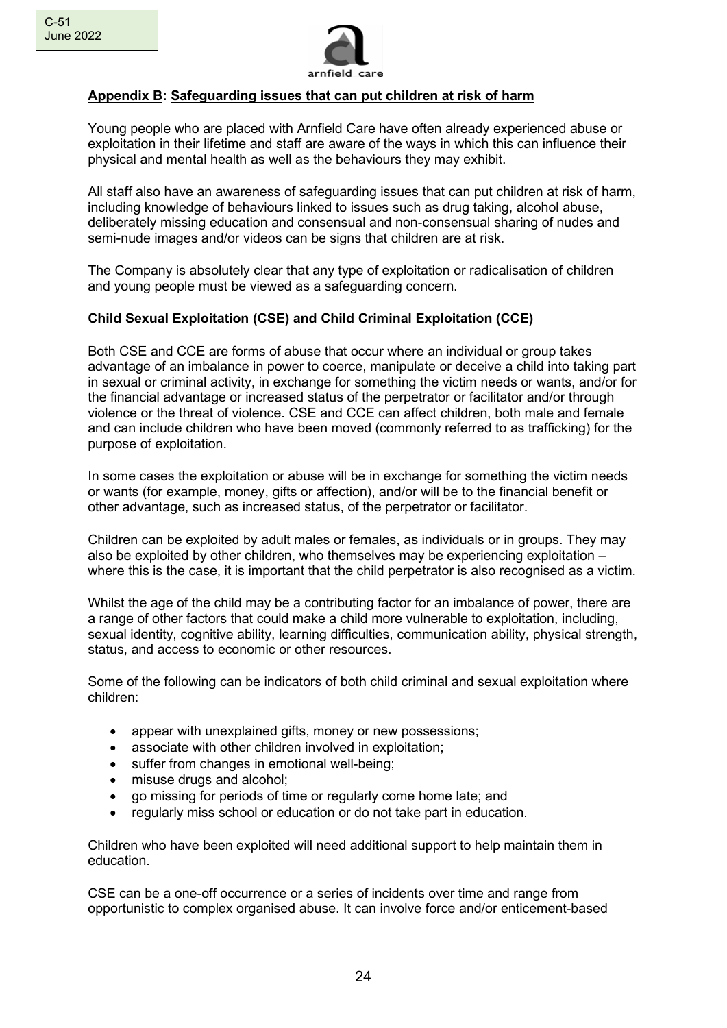## Appendix B: Safeguarding issues that can put children at risk of harm

Young people who are placed with Arnfield Care have often already experienced abuse or exploitation in their lifetime and staff are aware of the ways in which this can influence their physical and mental health as well as the behaviours they may exhibit.

All staff also have an awareness of safeguarding issues that can put children at risk of harm, including knowledge of behaviours linked to issues such as drug taking, alcohol abuse, deliberately missing education and consensual and non-consensual sharing of nudes and semi-nude images and/or videos can be signs that children are at risk.

The Company is absolutely clear that any type of exploitation or radicalisation of children and young people must be viewed as a safeguarding concern.

### Child Sexual Exploitation (CSE) and Child Criminal Exploitation (CCE)

Both CSE and CCE are forms of abuse that occur where an individual or group takes advantage of an imbalance in power to coerce, manipulate or deceive a child into taking part in sexual or criminal activity, in exchange for something the victim needs or wants, and/or for the financial advantage or increased status of the perpetrator or facilitator and/or through violence or the threat of violence. CSE and CCE can affect children, both male and female and can include children who have been moved (commonly referred to as trafficking) for the purpose of exploitation.

In some cases the exploitation or abuse will be in exchange for something the victim needs or wants (for example, money, gifts or affection), and/or will be to the financial benefit or other advantage, such as increased status, of the perpetrator or facilitator.

Children can be exploited by adult males or females, as individuals or in groups. They may also be exploited by other children, who themselves may be experiencing exploitation – where this is the case, it is important that the child perpetrator is also recognised as a victim.

Whilst the age of the child may be a contributing factor for an imbalance of power, there are a range of other factors that could make a child more vulnerable to exploitation, including, sexual identity, cognitive ability, learning difficulties, communication ability, physical strength, status, and access to economic or other resources.

Some of the following can be indicators of both child criminal and sexual exploitation where children:

- appear with unexplained gifts, money or new possessions;
- associate with other children involved in exploitation;
- suffer from changes in emotional well-being;
- misuse drugs and alcohol;
- go missing for periods of time or regularly come home late; and
- regularly miss school or education or do not take part in education.

Children who have been exploited will need additional support to help maintain them in education.

CSE can be a one-off occurrence or a series of incidents over time and range from opportunistic to complex organised abuse. It can involve force and/or enticement-based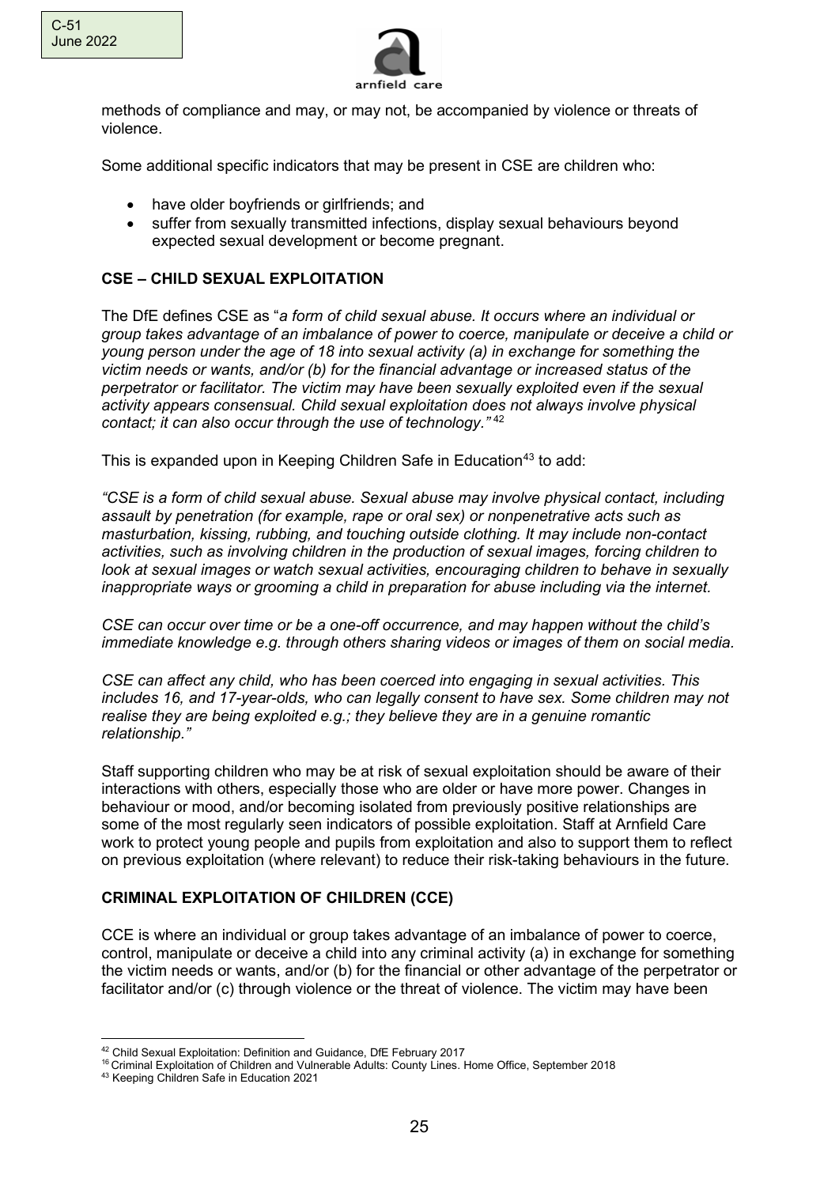methods of compliance and may, or may not, be accompanied by violence or threats of violence.

Some additional specific indicators that may be present in CSE are children who:

- have older boyfriends or girlfriends; and
- suffer from sexually transmitted infections, display sexual behaviours beyond expected sexual development or become pregnant.

## CSE – CHILD SEXUAL EXPLOITATION

The DfE defines CSE as "*a form of child sexual abuse. It occurs where an individual or group takes advantage of an imbalance of power to coerce, manipulate or deceive a child or young person under the age of 18 into sexual activity (a) in exchange for something the victim needs or wants, and/or (b) for the financial advantage or increased status of the perpetrator or facilitator. The victim may have been sexually exploited even if the sexual activity appears consensual. Child sexual exploitation does not always involve physical contact; it can also occur through the use of technology.*" [42]

This is expanded upon in Keeping Children Safe in Education[43] to add:

*"CSE is a form of child sexual abuse. Sexual abuse may involve physical contact, including assault by penetration (for example, rape or oral sex) or nonpenetrative acts such as masturbation, kissing, rubbing, and touching outside clothing. It may include non-contact activities, such as involving children in the production of sexual images, forcing children to look at sexual images or watch sexual activities, encouraging children to behave in sexually inappropriate ways or grooming a child in preparation for abuse including via the internet.*

*CSE can occur over time or be a one-off occurrence, and may happen without the child's immediate knowledge e.g. through others sharing videos or images of them on social media.*

*CSE can affect any child, who has been coerced into engaging in sexual activities. This includes 16, and 17-year-olds, who can legally consent to have sex. Some children may not realise they are being exploited e.g.; they believe they are in a genuine romantic relationship."*

Staff supporting children who may be at risk of sexual exploitation should be aware of their interactions with others, especially those who are older or have more power. Changes in behaviour or mood, and/or becoming isolated from previously positive relationships are some of the most regularly seen indicators of possible exploitation. Staff at Arnfield Care work to protect young people and pupils from exploitation and also to support them to reflect on previous exploitation (where relevant) to reduce their risk-taking behaviours in the future.

## CRIMINAL EXPLOITATION OF CHILDREN (CCE)

CCE is where an individual or group takes advantage of an imbalance of power to coerce, control, manipulate or deceive a child into any criminal activity (a) in exchange for something the victim needs or wants, and/or (b) for the financial or other advantage of the perpetrator or facilitator and/or (c) through violence or the threat of violence. The victim may have been

---

[42] Child Sexual Exploitation: Definition and Guidance, DfE February 2017

[16] Criminal Exploitation of Children and Vulnerable Adults: County Lines. Home Office, September 2018

[43] Keeping Children Safe in Education 2021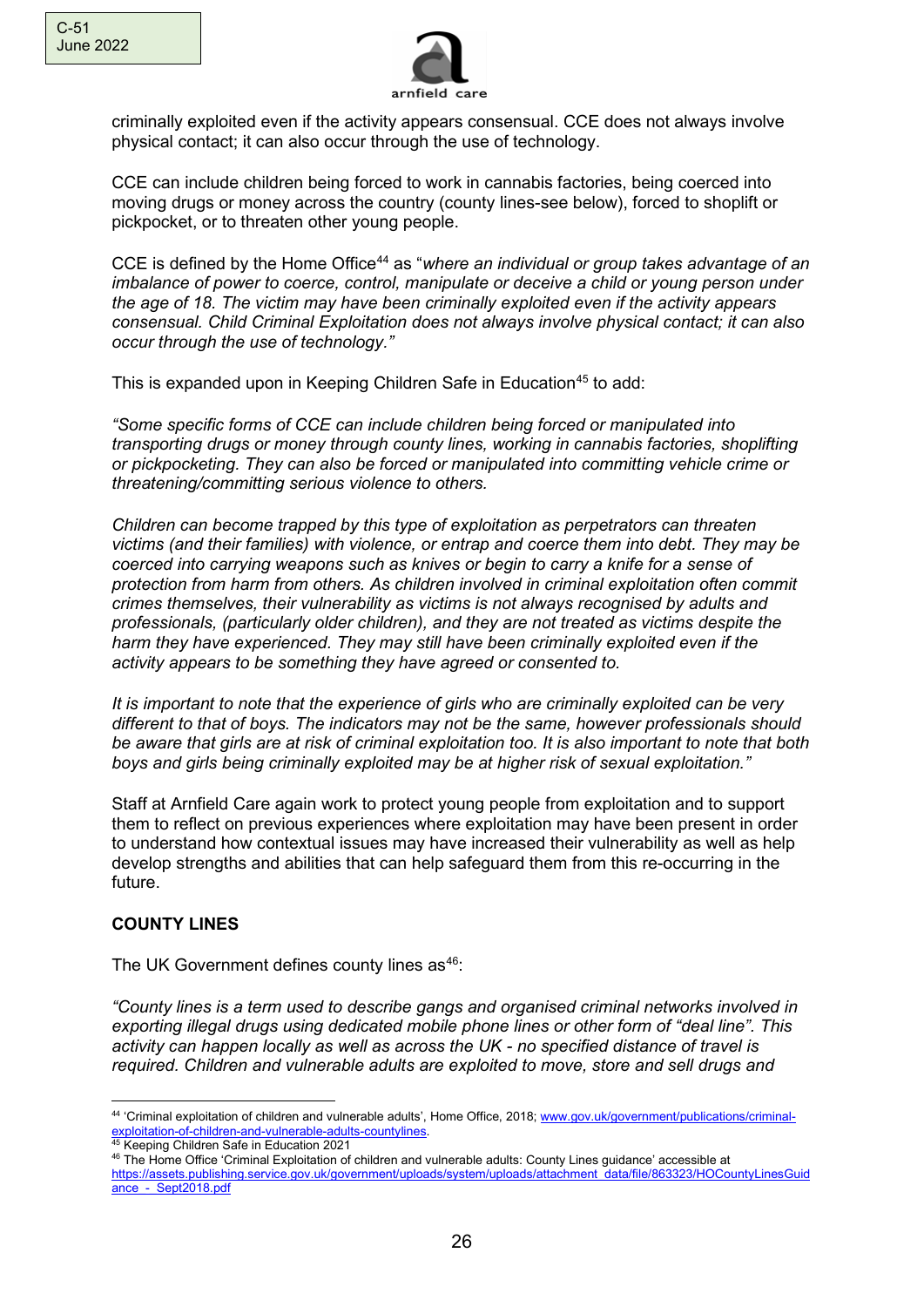criminally exploited even if the activity appears consensual. CCE does not always involve physical contact; it can also occur through the use of technology.

CCE can include children being forced to work in cannabis factories, being coerced into moving drugs or money across the country (county lines-see below), forced to shoplift or pickpocket, or to threaten other young people.

CCE is defined by the Home Office[44] as "*where an individual or group takes advantage of an imbalance of power to coerce, control, manipulate or deceive a child or young person under the age of 18. The victim may have been criminally exploited even if the activity appears consensual. Child Criminal Exploitation does not always involve physical contact; it can also occur through the use of technology.*"

This is expanded upon in Keeping Children Safe in Education[45] to add:

*"Some specific forms of CCE can include children being forced or manipulated into transporting drugs or money through county lines, working in cannabis factories, shoplifting or pickpocketing. They can also be forced or manipulated into committing vehicle crime or threatening/committing serious violence to others.*

*Children can become trapped by this type of exploitation as perpetrators can threaten victims (and their families) with violence, or entrap and coerce them into debt. They may be coerced into carrying weapons such as knives or begin to carry a knife for a sense of protection from harm from others. As children involved in criminal exploitation often commit crimes themselves, their vulnerability as victims is not always recognised by adults and professionals, (particularly older children), and they are not treated as victims despite the harm they have experienced. They may still have been criminally exploited even if the activity appears to be something they have agreed or consented to.*

*It is important to note that the experience of girls who are criminally exploited can be very different to that of boys. The indicators may not be the same, however professionals should be aware that girls are at risk of criminal exploitation too. It is also important to note that both boys and girls being criminally exploited may be at higher risk of sexual exploitation."*

Staff at Arnfield Care again work to protect young people from exploitation and to support them to reflect on previous experiences where exploitation may have been present in order to understand how contextual issues may have increased their vulnerability as well as help develop strengths and abilities that can help safeguard them from this re-occurring in the future.

**COUNTY LINES**

The UK Government defines county lines as[46]:

*"County lines is a term used to describe gangs and organised criminal networks involved in exporting illegal drugs using dedicated mobile phone lines or other form of "deal line". This activity can happen locally as well as across the UK - no specified distance of travel is required. Children and vulnerable adults are exploited to move, store and sell drugs and*

---

[44] 'Criminal exploitation of children and vulnerable adults', Home Office, 2018; www.gov.uk/government/publications/criminal-exploitation-of-children-and-vulnerable-adults-countylines.

[45] Keeping Children Safe in Education 2021

[46] The Home Office 'Criminal Exploitation of children and vulnerable adults: County Lines guidance' accessible at https://assets.publishing.service.gov.uk/government/uploads/system/uploads/attachment_data/file/863323/HOCountyLinesGuidance_-_Sept2018.pdf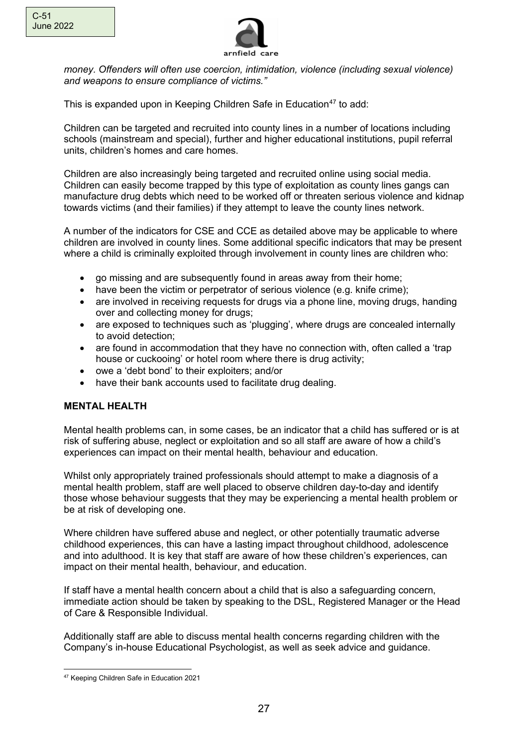*money. Offenders will often use coercion, intimidation, violence (including sexual violence) and weapons to ensure compliance of victims."*

This is expanded upon in Keeping Children Safe in Education[47] to add:

Children can be targeted and recruited into county lines in a number of locations including schools (mainstream and special), further and higher educational institutions, pupil referral units, children's homes and care homes.

Children are also increasingly being targeted and recruited online using social media. Children can easily become trapped by this type of exploitation as county lines gangs can manufacture drug debts which need to be worked off or threaten serious violence and kidnap towards victims (and their families) if they attempt to leave the county lines network.

A number of the indicators for CSE and CCE as detailed above may be applicable to where children are involved in county lines. Some additional specific indicators that may be present where a child is criminally exploited through involvement in county lines are children who:

- go missing and are subsequently found in areas away from their home;
- have been the victim or perpetrator of serious violence (e.g. knife crime);
- are involved in receiving requests for drugs via a phone line, moving drugs, handing over and collecting money for drugs;
- are exposed to techniques such as 'plugging', where drugs are concealed internally to avoid detection;
- are found in accommodation that they have no connection with, often called a 'trap house or cuckooing' or hotel room where there is drug activity;
- owe a 'debt bond' to their exploiters; and/or
- have their bank accounts used to facilitate drug dealing.

**MENTAL HEALTH**

Mental health problems can, in some cases, be an indicator that a child has suffered or is at risk of suffering abuse, neglect or exploitation and so all staff are aware of how a child's experiences can impact on their mental health, behaviour and education.

Whilst only appropriately trained professionals should attempt to make a diagnosis of a mental health problem, staff are well placed to observe children day-to-day and identify those whose behaviour suggests that they may be experiencing a mental health problem or be at risk of developing one.

Where children have suffered abuse and neglect, or other potentially traumatic adverse childhood experiences, this can have a lasting impact throughout childhood, adolescence and into adulthood. It is key that staff are aware of how these children's experiences, can impact on their mental health, behaviour, and education.

If staff have a mental health concern about a child that is also a safeguarding concern, immediate action should be taken by speaking to the DSL, Registered Manager or the Head of Care & Responsible Individual.

Additionally staff are able to discuss mental health concerns regarding children with the Company's in-house Educational Psychologist, as well as seek advice and guidance.

[47] Keeping Children Safe in Education 2021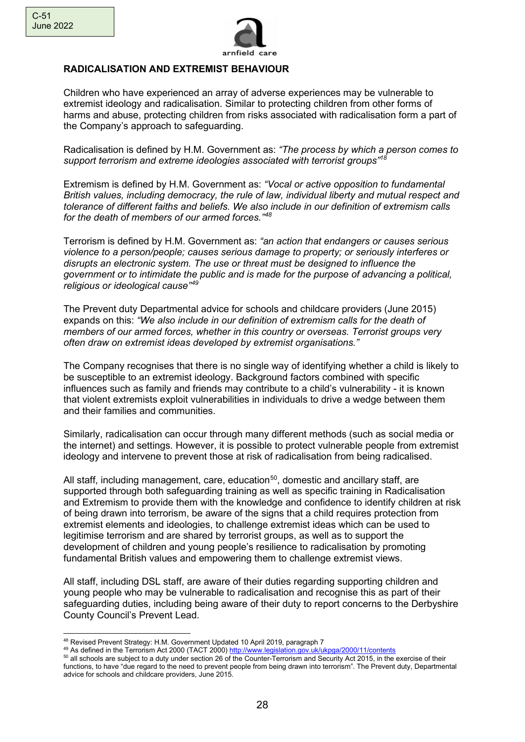## RADICALISATION AND EXTREMIST BEHAVIOUR

Children who have experienced an array of adverse experiences may be vulnerable to extremist ideology and radicalisation. Similar to protecting children from other forms of harms and abuse, protecting children from risks associated with radicalisation form a part of the Company's approach to safeguarding.

Radicalisation is defined by H.M. Government as: *"The process by which a person comes to support terrorism and extreme ideologies associated with terrorist groups"*[18]

Extremism is defined by H.M. Government as: *"Vocal or active opposition to fundamental British values, including democracy, the rule of law, individual liberty and mutual respect and tolerance of different faiths and beliefs. We also include in our definition of extremism calls for the death of members of our armed forces."*[48]

Terrorism is defined by H.M. Government as: *"an action that endangers or causes serious violence to a person/people; causes serious damage to property; or seriously interferes or disrupts an electronic system. The use or threat must be designed to influence the government or to intimidate the public and is made for the purpose of advancing a political, religious or ideological cause"*[49]

The Prevent duty Departmental advice for schools and childcare providers (June 2015) expands on this: *"We also include in our definition of extremism calls for the death of members of our armed forces, whether in this country or overseas. Terrorist groups very often draw on extremist ideas developed by extremist organisations."*

The Company recognises that there is no single way of identifying whether a child is likely to be susceptible to an extremist ideology. Background factors combined with specific influences such as family and friends may contribute to a child's vulnerability - it is known that violent extremists exploit vulnerabilities in individuals to drive a wedge between them and their families and communities.

Similarly, radicalisation can occur through many different methods (such as social media or the internet) and settings. However, it is possible to protect vulnerable people from extremist ideology and intervene to prevent those at risk of radicalisation from being radicalised.

All staff, including management, care, education[50], domestic and ancillary staff, are supported through both safeguarding training as well as specific training in Radicalisation and Extremism to provide them with the knowledge and confidence to identify children at risk of being drawn into terrorism, be aware of the signs that a child requires protection from extremist elements and ideologies, to challenge extremist ideas which can be used to legitimise terrorism and are shared by terrorist groups, as well as to support the development of children and young people's resilience to radicalisation by promoting fundamental British values and empowering them to challenge extremist views.

All staff, including DSL staff, are aware of their duties regarding supporting children and young people who may be vulnerable to radicalisation and recognise this as part of their safeguarding duties, including being aware of their duty to report concerns to the Derbyshire County Council's Prevent Lead.

---

[48] Revised Prevent Strategy: H.M. Government Updated 10 April 2019, paragraph 7

[49] As defined in the Terrorism Act 2000 (TACT 2000) http://www.legislation.gov.uk/ukpga/2000/11/contents

[50] all schools are subject to a duty under section 26 of the Counter-Terrorism and Security Act 2015, in the exercise of their functions, to have "due regard to the need to prevent people from being drawn into terrorism". The Prevent duty, Departmental advice for schools and childcare providers, June 2015.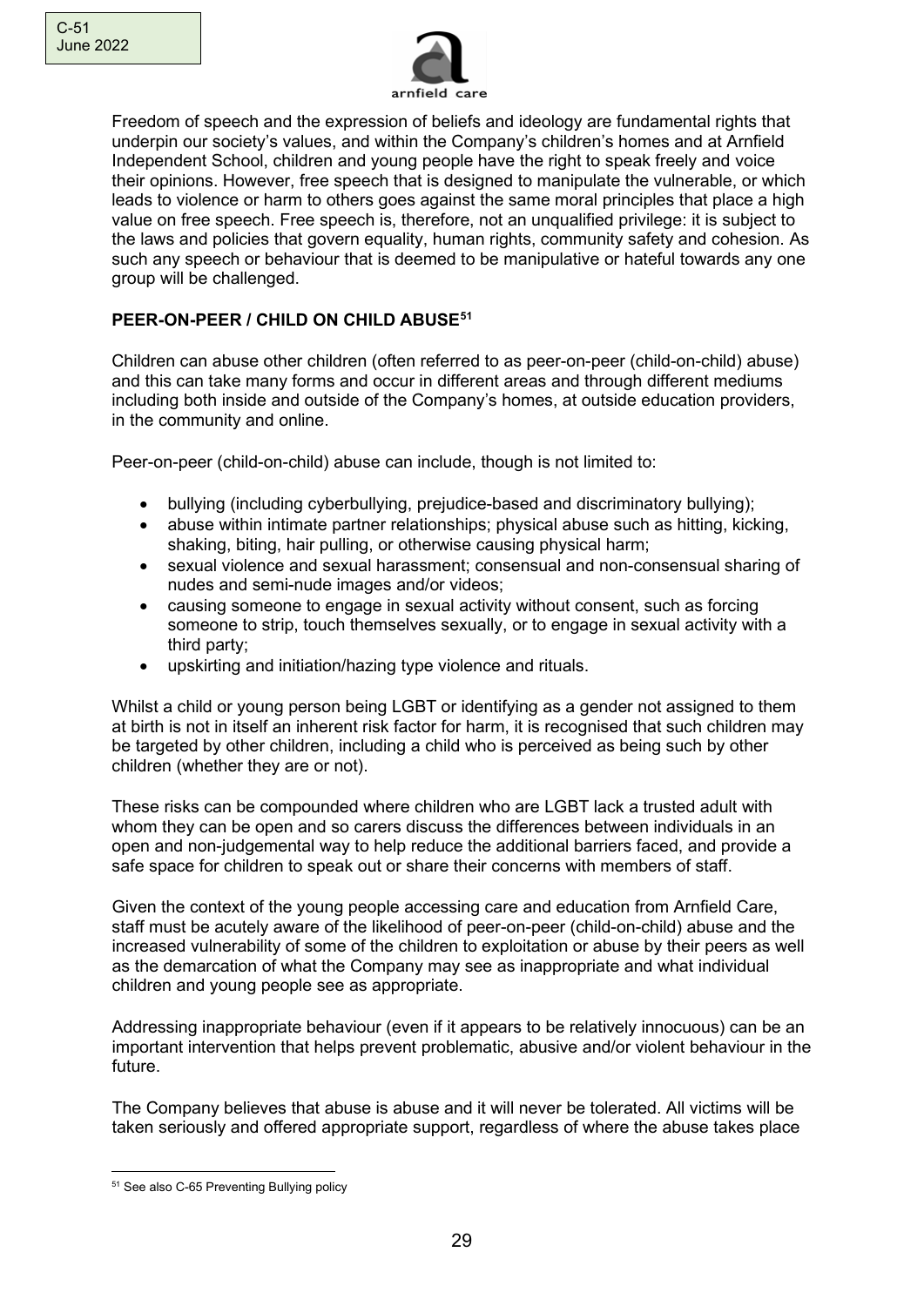Freedom of speech and the expression of beliefs and ideology are fundamental rights that underpin our society's values, and within the Company's children's homes and at Arnfield Independent School, children and young people have the right to speak freely and voice their opinions. However, free speech that is designed to manipulate the vulnerable, or which leads to violence or harm to others goes against the same moral principles that place a high value on free speech. Free speech is, therefore, not an unqualified privilege: it is subject to the laws and policies that govern equality, human rights, community safety and cohesion. As such any speech or behaviour that is deemed to be manipulative or hateful towards any one group will be challenged.

**PEER-ON-PEER / CHILD ON CHILD ABUSE[51]**

Children can abuse other children (often referred to as peer-on-peer (child-on-child) abuse) and this can take many forms and occur in different areas and through different mediums including both inside and outside of the Company's homes, at outside education providers, in the community and online.

Peer-on-peer (child-on-child) abuse can include, though is not limited to:

- bullying (including cyberbullying, prejudice-based and discriminatory bullying);
- abuse within intimate partner relationships; physical abuse such as hitting, kicking, shaking, biting, hair pulling, or otherwise causing physical harm;
- sexual violence and sexual harassment; consensual and non-consensual sharing of nudes and semi-nude images and/or videos;
- causing someone to engage in sexual activity without consent, such as forcing someone to strip, touch themselves sexually, or to engage in sexual activity with a third party;
- upskirting and initiation/hazing type violence and rituals.

Whilst a child or young person being LGBT or identifying as a gender not assigned to them at birth is not in itself an inherent risk factor for harm, it is recognised that such children may be targeted by other children, including a child who is perceived as being such by other children (whether they are or not).

These risks can be compounded where children who are LGBT lack a trusted adult with whom they can be open and so carers discuss the differences between individuals in an open and non-judgemental way to help reduce the additional barriers faced, and provide a safe space for children to speak out or share their concerns with members of staff.

Given the context of the young people accessing care and education from Arnfield Care, staff must be acutely aware of the likelihood of peer-on-peer (child-on-child) abuse and the increased vulnerability of some of the children to exploitation or abuse by their peers as well as the demarcation of what the Company may see as inappropriate and what individual children and young people see as appropriate.

Addressing inappropriate behaviour (even if it appears to be relatively innocuous) can be an important intervention that helps prevent problematic, abusive and/or violent behaviour in the future.

The Company believes that abuse is abuse and it will never be tolerated. All victims will be taken seriously and offered appropriate support, regardless of where the abuse takes place

---

[51] See also C-65 Preventing Bullying policy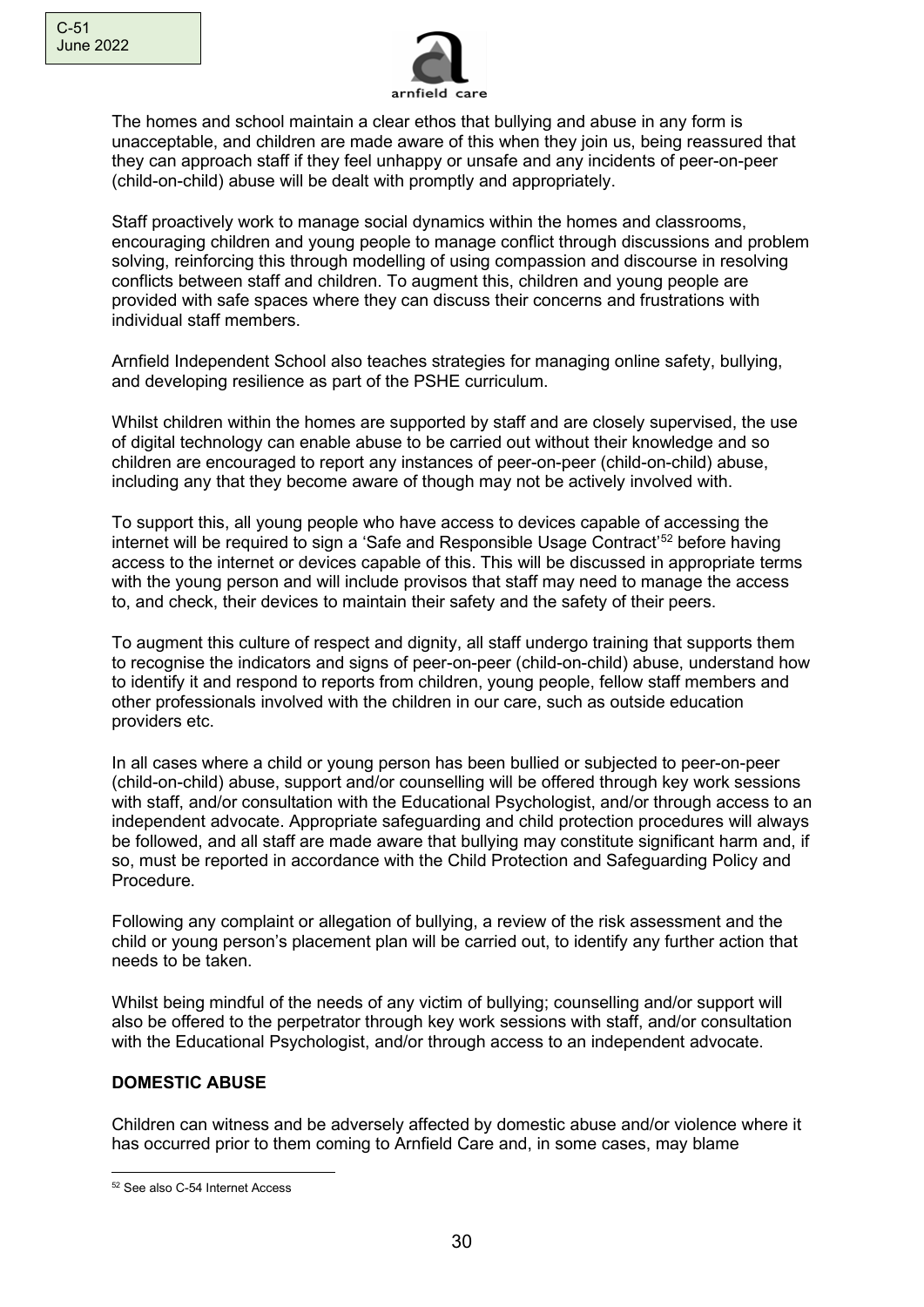The homes and school maintain a clear ethos that bullying and abuse in any form is unacceptable, and children are made aware of this when they join us, being reassured that they can approach staff if they feel unhappy or unsafe and any incidents of peer-on-peer (child-on-child) abuse will be dealt with promptly and appropriately.

Staff proactively work to manage social dynamics within the homes and classrooms, encouraging children and young people to manage conflict through discussions and problem solving, reinforcing this through modelling of using compassion and discourse in resolving conflicts between staff and children. To augment this, children and young people are provided with safe spaces where they can discuss their concerns and frustrations with individual staff members.

Arnfield Independent School also teaches strategies for managing online safety, bullying, and developing resilience as part of the PSHE curriculum.

Whilst children within the homes are supported by staff and are closely supervised, the use of digital technology can enable abuse to be carried out without their knowledge and so children are encouraged to report any instances of peer-on-peer (child-on-child) abuse, including any that they become aware of though may not be actively involved with.

To support this, all young people who have access to devices capable of accessing the internet will be required to sign a 'Safe and Responsible Usage Contract'[52] before having access to the internet or devices capable of this. This will be discussed in appropriate terms with the young person and will include provisos that staff may need to manage the access to, and check, their devices to maintain their safety and the safety of their peers.

To augment this culture of respect and dignity, all staff undergo training that supports them to recognise the indicators and signs of peer-on-peer (child-on-child) abuse, understand how to identify it and respond to reports from children, young people, fellow staff members and other professionals involved with the children in our care, such as outside education providers etc.

In all cases where a child or young person has been bullied or subjected to peer-on-peer (child-on-child) abuse, support and/or counselling will be offered through key work sessions with staff, and/or consultation with the Educational Psychologist, and/or through access to an independent advocate. Appropriate safeguarding and child protection procedures will always be followed, and all staff are made aware that bullying may constitute significant harm and, if so, must be reported in accordance with the Child Protection and Safeguarding Policy and Procedure.

Following any complaint or allegation of bullying, a review of the risk assessment and the child or young person's placement plan will be carried out, to identify any further action that needs to be taken.

Whilst being mindful of the needs of any victim of bullying; counselling and/or support will also be offered to the perpetrator through key work sessions with staff, and/or consultation with the Educational Psychologist, and/or through access to an independent advocate.

**DOMESTIC ABUSE**

Children can witness and be adversely affected by domestic abuse and/or violence where it has occurred prior to them coming to Arnfield Care and, in some cases, may blame

[52] See also C-54 Internet Access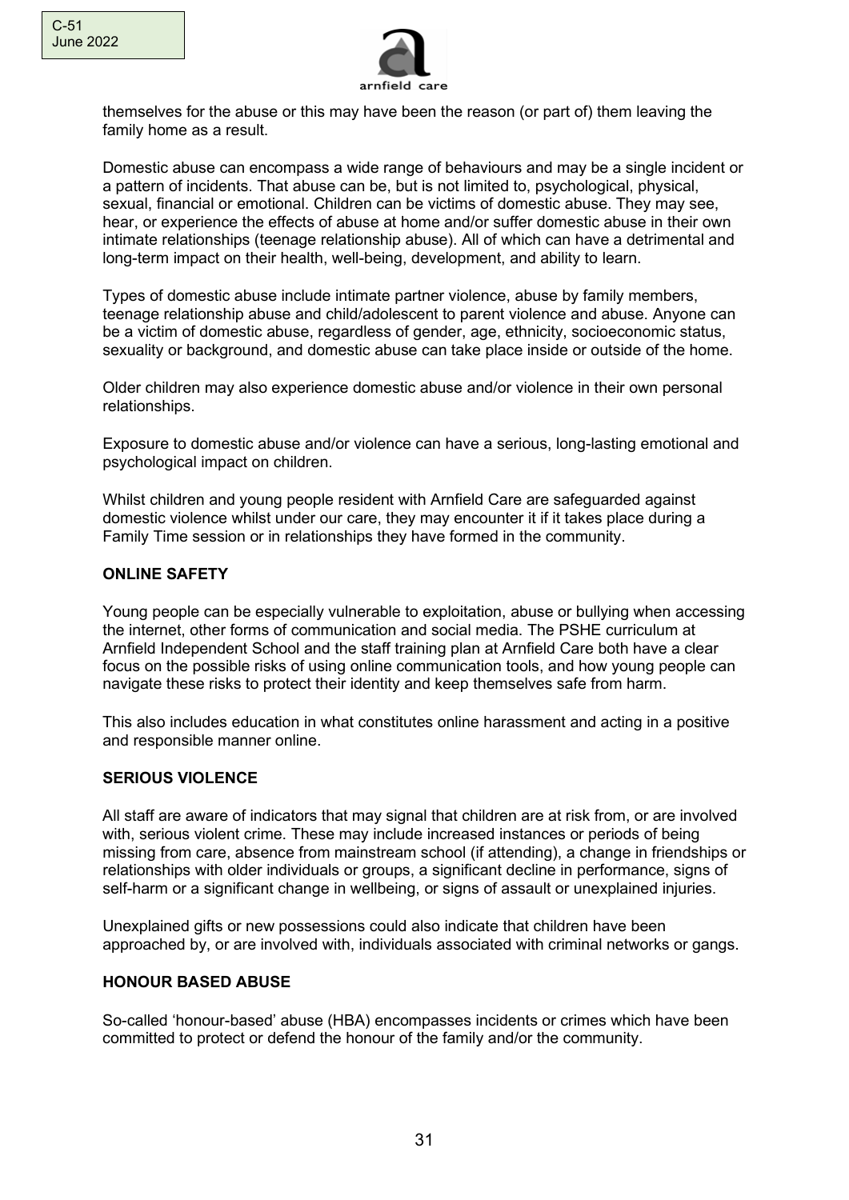themselves for the abuse or this may have been the reason (or part of) them leaving the family home as a result.

Domestic abuse can encompass a wide range of behaviours and may be a single incident or a pattern of incidents. That abuse can be, but is not limited to, psychological, physical, sexual, financial or emotional. Children can be victims of domestic abuse. They may see, hear, or experience the effects of abuse at home and/or suffer domestic abuse in their own intimate relationships (teenage relationship abuse). All of which can have a detrimental and long-term impact on their health, well-being, development, and ability to learn.

Types of domestic abuse include intimate partner violence, abuse by family members, teenage relationship abuse and child/adolescent to parent violence and abuse. Anyone can be a victim of domestic abuse, regardless of gender, age, ethnicity, socioeconomic status, sexuality or background, and domestic abuse can take place inside or outside of the home.

Older children may also experience domestic abuse and/or violence in their own personal relationships.

Exposure to domestic abuse and/or violence can have a serious, long-lasting emotional and psychological impact on children.

Whilst children and young people resident with Arnfield Care are safeguarded against domestic violence whilst under our care, they may encounter it if it takes place during a Family Time session or in relationships they have formed in the community.

**ONLINE SAFETY**

Young people can be especially vulnerable to exploitation, abuse or bullying when accessing the internet, other forms of communication and social media. The PSHE curriculum at Arnfield Independent School and the staff training plan at Arnfield Care both have a clear focus on the possible risks of using online communication tools, and how young people can navigate these risks to protect their identity and keep themselves safe from harm.

This also includes education in what constitutes online harassment and acting in a positive and responsible manner online.

**SERIOUS VIOLENCE**

All staff are aware of indicators that may signal that children are at risk from, or are involved with, serious violent crime. These may include increased instances or periods of being missing from care, absence from mainstream school (if attending), a change in friendships or relationships with older individuals or groups, a significant decline in performance, signs of self-harm or a significant change in wellbeing, or signs of assault or unexplained injuries.

Unexplained gifts or new possessions could also indicate that children have been approached by, or are involved with, individuals associated with criminal networks or gangs.

**HONOUR BASED ABUSE**

So-called 'honour-based' abuse (HBA) encompasses incidents or crimes which have been committed to protect or defend the honour of the family and/or the community.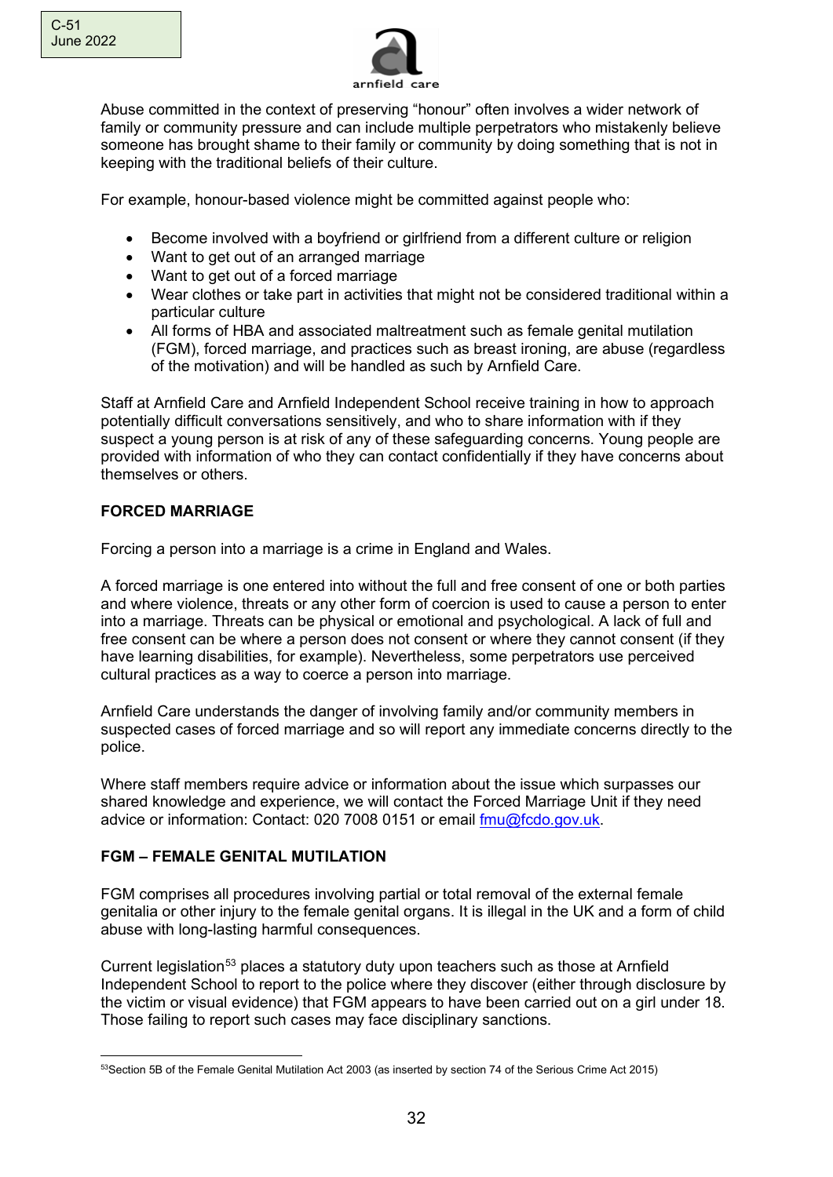Abuse committed in the context of preserving "honour" often involves a wider network of family or community pressure and can include multiple perpetrators who mistakenly believe someone has brought shame to their family or community by doing something that is not in keeping with the traditional beliefs of their culture.

For example, honour-based violence might be committed against people who:

- Become involved with a boyfriend or girlfriend from a different culture or religion
- Want to get out of an arranged marriage
- Want to get out of a forced marriage
- Wear clothes or take part in activities that might not be considered traditional within a particular culture
- All forms of HBA and associated maltreatment such as female genital mutilation (FGM), forced marriage, and practices such as breast ironing, are abuse (regardless of the motivation) and will be handled as such by Arnfield Care.

Staff at Arnfield Care and Arnfield Independent School receive training in how to approach potentially difficult conversations sensitively, and who to share information with if they suspect a young person is at risk of any of these safeguarding concerns. Young people are provided with information of who they can contact confidentially if they have concerns about themselves or others.

## FORCED MARRIAGE

Forcing a person into a marriage is a crime in England and Wales.

A forced marriage is one entered into without the full and free consent of one or both parties and where violence, threats or any other form of coercion is used to cause a person to enter into a marriage. Threats can be physical or emotional and psychological. A lack of full and free consent can be where a person does not consent or where they cannot consent (if they have learning disabilities, for example). Nevertheless, some perpetrators use perceived cultural practices as a way to coerce a person into marriage.

Arnfield Care understands the danger of involving family and/or community members in suspected cases of forced marriage and so will report any immediate concerns directly to the police.

Where staff members require advice or information about the issue which surpasses our shared knowledge and experience, we will contact the Forced Marriage Unit if they need advice or information: Contact: 020 7008 0151 or email fmu@fcdo.gov.uk.

## FGM – FEMALE GENITAL MUTILATION

FGM comprises all procedures involving partial or total removal of the external female genitalia or other injury to the female genital organs. It is illegal in the UK and a form of child abuse with long-lasting harmful consequences.

Current legislation[53] places a statutory duty upon teachers such as those at Arnfield Independent School to report to the police where they discover (either through disclosure by the victim or visual evidence) that FGM appears to have been carried out on a girl under 18. Those failing to report such cases may face disciplinary sanctions.

[53] Section 5B of the Female Genital Mutilation Act 2003 (as inserted by section 74 of the Serious Crime Act 2015)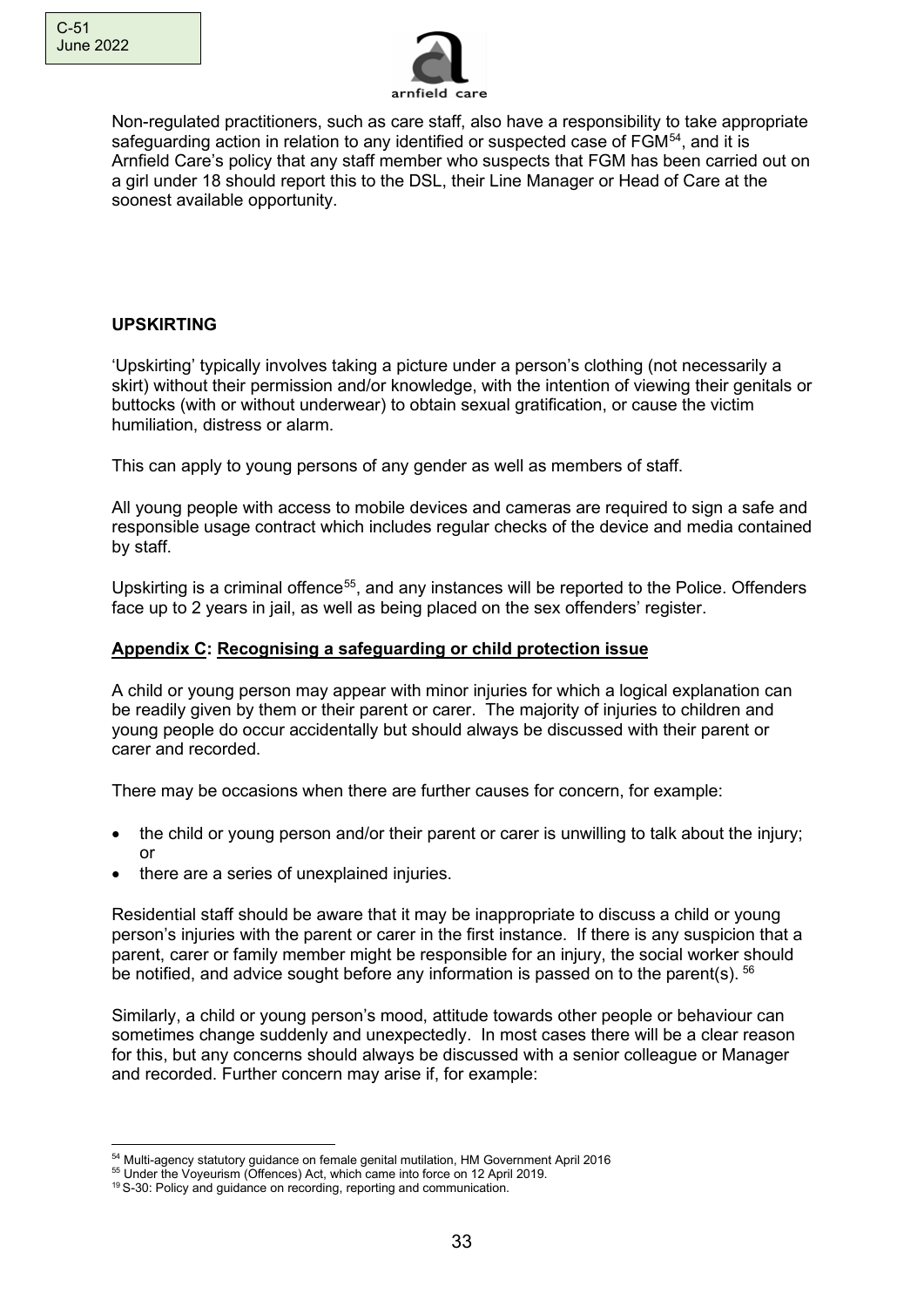Non-regulated practitioners, such as care staff, also have a responsibility to take appropriate safeguarding action in relation to any identified or suspected case of FGM[54], and it is Arnfield Care's policy that any staff member who suspects that FGM has been carried out on a girl under 18 should report this to the DSL, their Line Manager or Head of Care at the soonest available opportunity.

**UPSKIRTING**

'Upskirting' typically involves taking a picture under a person's clothing (not necessarily a skirt) without their permission and/or knowledge, with the intention of viewing their genitals or buttocks (with or without underwear) to obtain sexual gratification, or cause the victim humiliation, distress or alarm.

This can apply to young persons of any gender as well as members of staff.

All young people with access to mobile devices and cameras are required to sign a safe and responsible usage contract which includes regular checks of the device and media contained by staff.

Upskirting is a criminal offence[55], and any instances will be reported to the Police. Offenders face up to 2 years in jail, as well as being placed on the sex offenders' register.

## <u>Appendix C</u>: <u>Recognising a safeguarding or child protection issue</u>

A child or young person may appear with minor injuries for which a logical explanation can be readily given by them or their parent or carer. The majority of injuries to children and young people do occur accidentally but should always be discussed with their parent or carer and recorded.

There may be occasions when there are further causes for concern, for example:

- the child or young person and/or their parent or carer is unwilling to talk about the injury; or
- there are a series of unexplained injuries.

Residential staff should be aware that it may be inappropriate to discuss a child or young person's injuries with the parent or carer in the first instance. If there is any suspicion that a parent, carer or family member might be responsible for an injury, the social worker should be notified, and advice sought before any information is passed on to the parent(s). [56]

Similarly, a child or young person's mood, attitude towards other people or behaviour can sometimes change suddenly and unexpectedly. In most cases there will be a clear reason for this, but any concerns should always be discussed with a senior colleague or Manager and recorded. Further concern may arise if, for example:

---

[54] Multi-agency statutory guidance on female genital mutilation, HM Government April 2016

[55] Under the Voyeurism (Offences) Act, which came into force on 12 April 2019.

[19] S-30: Policy and guidance on recording, reporting and communication.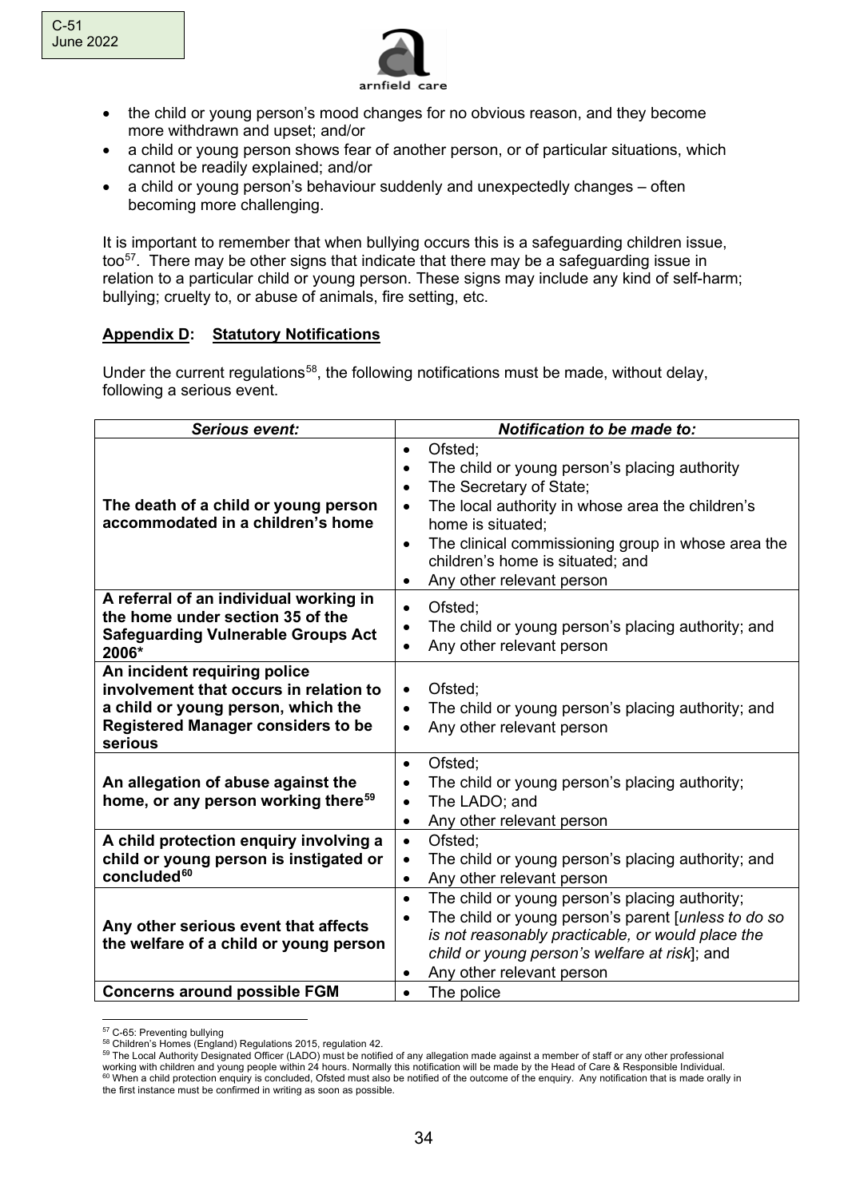- the child or young person's mood changes for no obvious reason, and they become more withdrawn and upset; and/or
- a child or young person shows fear of another person, or of particular situations, which cannot be readily explained; and/or
- a child or young person's behaviour suddenly and unexpectedly changes – often becoming more challenging.

It is important to remember that when bullying occurs this is a safeguarding children issue, too[57]. There may be other signs that indicate that there may be a safeguarding issue in relation to a particular child or young person. These signs may include any kind of self-harm; bullying; cruelty to, or abuse of animals, fire setting, etc.

## **Appendix D: Statutory Notifications**

Under the current regulations[58], the following notifications must be made, without delay, following a serious event.

| ***Serious event:*** | ***Notification to be made to:*** |
|---|---|
| **The death of a child or young person accommodated in a children's home** | • Ofsted;<br>• The child or young person's placing authority<br>• The Secretary of State;<br>• The local authority in whose area the children's home is situated;<br>• The clinical commissioning group in whose area the children's home is situated; and<br>• Any other relevant person |
| **A referral of an individual working in the home under section 35 of the Safeguarding Vulnerable Groups Act 2006*** | • Ofsted;<br>• The child or young person's placing authority; and<br>• Any other relevant person |
| **An incident requiring police involvement that occurs in relation to a child or young person, which the Registered Manager considers to be serious** | • Ofsted;<br>• The child or young person's placing authority; and<br>• Any other relevant person |
| **An allegation of abuse against the home, or any person working there[59]** | • Ofsted;<br>• The child or young person's placing authority;<br>• The LADO; and<br>• Any other relevant person |
| **A child protection enquiry involving a child or young person is instigated or concluded[60]** | • Ofsted;<br>• The child or young person's placing authority; and<br>• Any other relevant person |
| **Any other serious event that affects the welfare of a child or young person** | • The child or young person's placing authority;<br>• The child or young person's parent [*unless to do so is not reasonably practicable, or would place the child or young person's welfare at risk*]; and<br>• Any other relevant person |
| **Concerns around possible FGM** | • The police |

[57] C-65: Preventing bullying

[58] Children's Homes (England) Regulations 2015, regulation 42.

[59] The Local Authority Designated Officer (LADO) must be notified of any allegation made against a member of staff or any other professional working with children and young people within 24 hours. Normally this notification will be made by the Head of Care & Responsible Individual.

[60] When a child protection enquiry is concluded, Ofsted must also be notified of the outcome of the enquiry. Any notification that is made orally in the first instance must be confirmed in writing as soon as possible.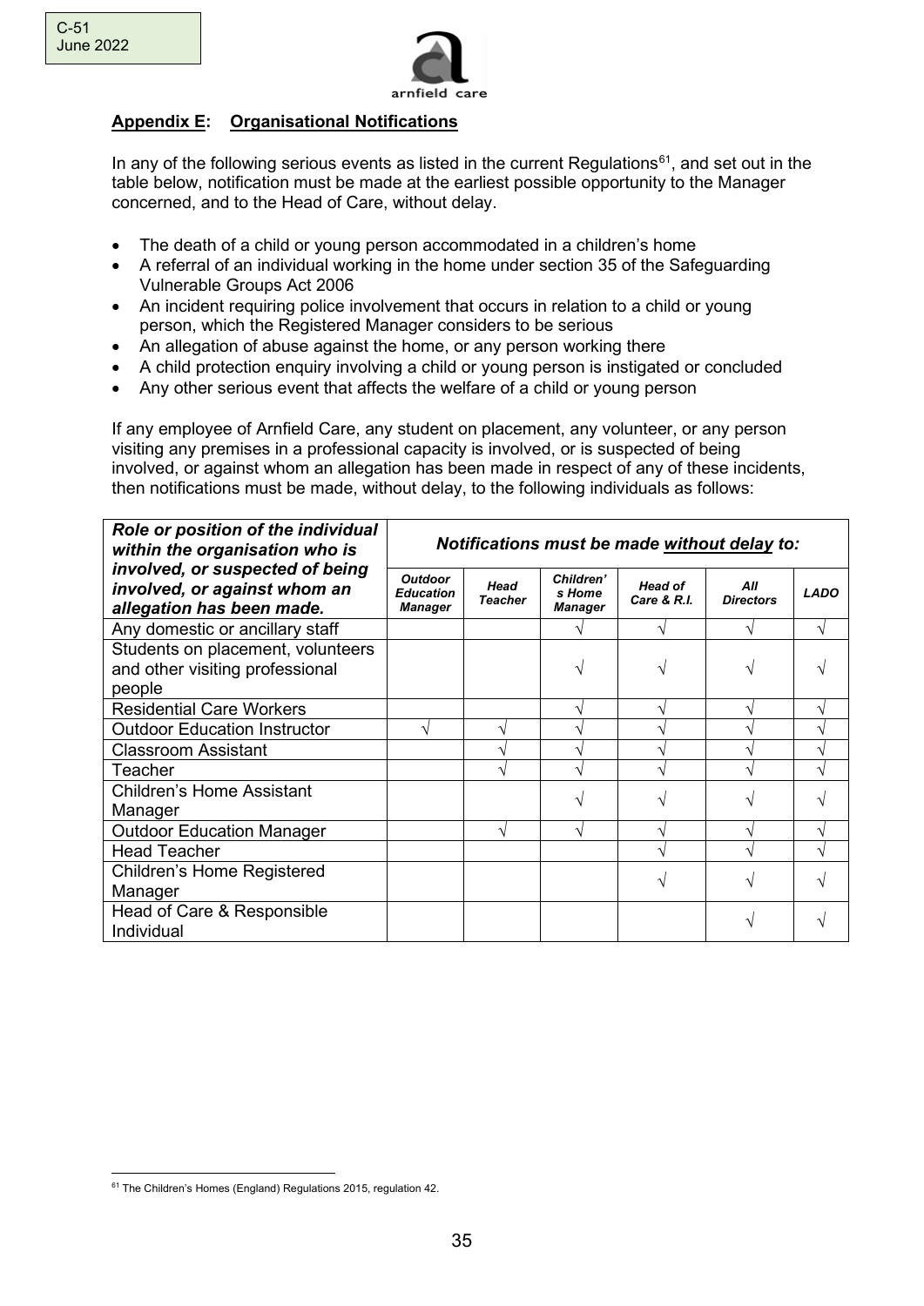## Appendix E: Organisational Notifications

In any of the following serious events as listed in the current Regulations[61], and set out in the table below, notification must be made at the earliest possible opportunity to the Manager concerned, and to the Head of Care, without delay.

- The death of a child or young person accommodated in a children's home
- A referral of an individual working in the home under section 35 of the Safeguarding Vulnerable Groups Act 2006
- An incident requiring police involvement that occurs in relation to a child or young person, which the Registered Manager considers to be serious
- An allegation of abuse against the home, or any person working there
- A child protection enquiry involving a child or young person is instigated or concluded
- Any other serious event that affects the welfare of a child or young person

If any employee of Arnfield Care, any student on placement, any volunteer, or any person visiting any premises in a professional capacity is involved, or is suspected of being involved, or against whom an allegation has been made in respect of any of these incidents, then notifications must be made, without delay, to the following individuals as follows:

| ***Role or position of the individual within the organisation who is involved, or suspected of being involved, or against whom an allegation has been made.*** | ***Notifications must be made without delay to:*** | | | | | |
|---|---|---|---|---|---|---|
| | ***Outdoor Education Manager*** | ***Head Teacher*** | ***Children's Home Manager*** | ***Head of Care & R.I.*** | ***All Directors*** | ***LADO*** |
| Any domestic or ancillary staff | | | √ | √ | √ | √ |
| Students on placement, volunteers and other visiting professional people | | | √ | √ | √ | √ |
| Residential Care Workers | | | √ | √ | √ | √ |
| Outdoor Education Instructor | √ | √ | √ | √ | √ | √ |
| Classroom Assistant | | √ | √ | √ | √ | √ |
| Teacher | | √ | √ | √ | √ | √ |
| Children's Home Assistant Manager | | | √ | √ | √ | √ |
| Outdoor Education Manager | | √ | √ | √ | √ | √ |
| Head Teacher | | | | √ | √ | √ |
| Children's Home Registered Manager | | | | √ | √ | √ |
| Head of Care & Responsible Individual | | | | | √ | √ |

[61] The Children's Homes (England) Regulations 2015, regulation 42.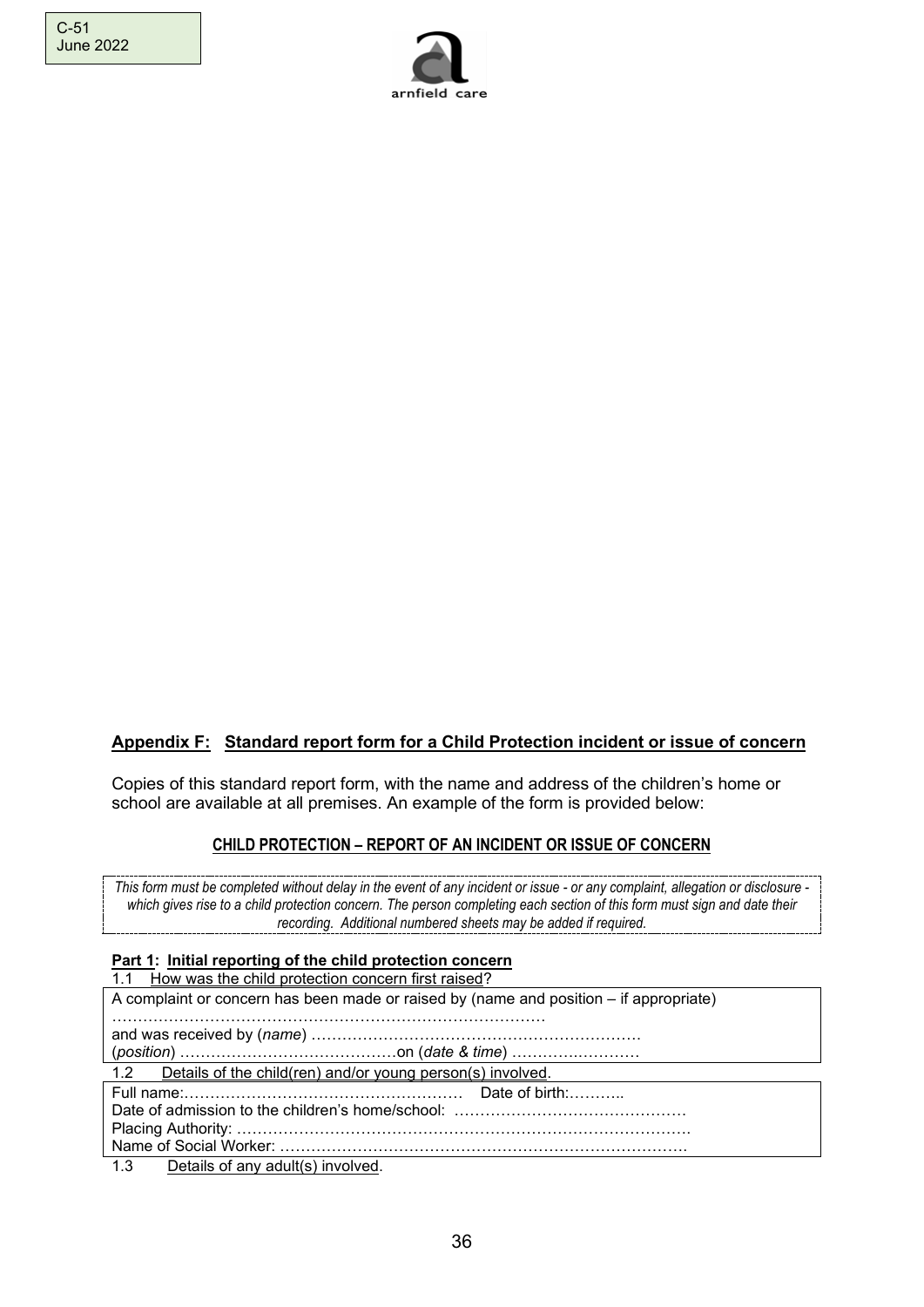## Appendix F: Standard report form for a Child Protection incident or issue of concern

Copies of this standard report form, with the name and address of the children's home or school are available at all premises. An example of the form is provided below:

### CHILD PROTECTION – REPORT OF AN INCIDENT OR ISSUE OF CONCERN

*This form must be completed without delay in the event of any incident or issue - or any complaint, allegation or disclosure - which gives rise to a child protection concern. The person completing each section of this form must sign and date their recording. Additional numbered sheets may be added if required.*

**Part 1: Initial reporting of the child protection concern**

1.1 How was the child protection concern first raised?

A complaint or concern has been made or raised by (name and position – if appropriate)
…………………………………………………………………………
and was received by (*name*) ……………………………………………………….
(*position*) ……………………………………on (*date & time*) ……………………

1.2 Details of the child(ren) and/or young person(s) involved.

Full name:……………………………………………… Date of birth:………..
Date of admission to the children's home/school: ………………………………………
Placing Authority: …………………………………………………………………………….
Name of Social Worker: …………………………………………………………………….

1.3 Details of any adult(s) involved.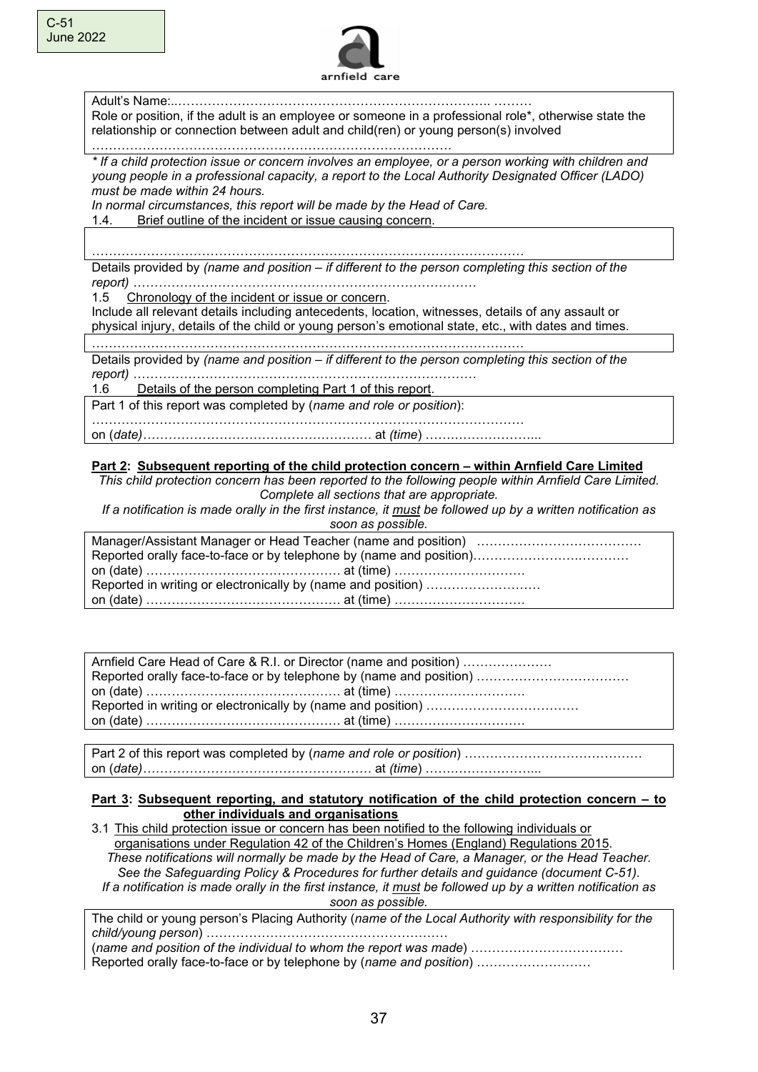C-51
June 2022

arnfield care

Adult's Name:..…………………………………………………………….. ………
Role or position, if the adult is an employee or someone in a professional role*, otherwise state the relationship or connection between adult and child(ren) or young person(s) involved
………………………………………………………………………….

*\* If a child protection issue or concern involves an employee, or a person working with children and young people in a professional capacity, a report to the Local Authority Designated Officer (LADO) must be made within 24 hours.*
*In normal circumstances, this report will be made by the Head of Care.*

1.4. Brief outline of the incident or issue causing concern.

…………………………………………………………………………………………

Details provided by *(name and position – if different to the person completing this section of the report) ………………………………………………………………………*

1.5 Chronology of the incident or issue or concern.

Include all relevant details including antecedents, location, witnesses, details of any assault or physical injury, details of the child or young person's emotional state, etc., with dates and times.

…………………………………………………………………………………………

Details provided by *(name and position – if different to the person completing this section of the report) ………………………………………………………………………*

1.6 Details of the person completing Part 1 of this report.

Part 1 of this report was completed by (*name and role or position*):
…………………………………………………………………………………………
on (*date*)……………………………………………… at *(time*) ……………………...

## Part 2: Subsequent reporting of the child protection concern – within Arnfield Care Limited

*This child protection concern has been reported to the following people within Arnfield Care Limited. Complete all sections that are appropriate.*
*If a notification is made orally in the first instance, it must be followed up by a written notification as soon as possible.*

Manager/Assistant Manager or Head Teacher (name and position) …………………………………
Reported orally face-to-face or by telephone by (name and position)……………………………….
on (date) ……………………………………… at (time) ………………………….
Reported in writing or electronically by (name and position) ………………………
on (date) ……………………………………… at (time) ………………………….

Arnfield Care Head of Care & R.I. or Director (name and position) …………………
Reported orally face-to-face or by telephone by (name and position) ………………………………
on (date) ……………………………………… at (time) ………………………….
Reported in writing or electronically by (name and position) ………………………………
on (date) ……………………………………… at (time) ………………………….

Part 2 of this report was completed by (*name and role or position*) ……………………………………
on (*date*)……………………………………………… at *(time*) ……………………...

## Part 3: Subsequent reporting, and statutory notification of the child protection concern – to other individuals and organisations

3.1 This child protection issue or concern has been notified to the following individuals or organisations under Regulation 42 of the Children's Homes (England) Regulations 2015.

*These notifications will normally be made by the Head of Care, a Manager, or the Head Teacher. See the Safeguarding Policy & Procedures for further details and guidance (document C-51).*
*If a notification is made orally in the first instance, it must be followed up by a written notification as soon as possible.*

The child or young person's Placing Authority (*name of the Local Authority with responsibility for the child/young person*) …………………………………………………
(*name and position of the individual to whom the report was made*) ………………………………
Reported orally face-to-face or by telephone by (*name and position*) ………………………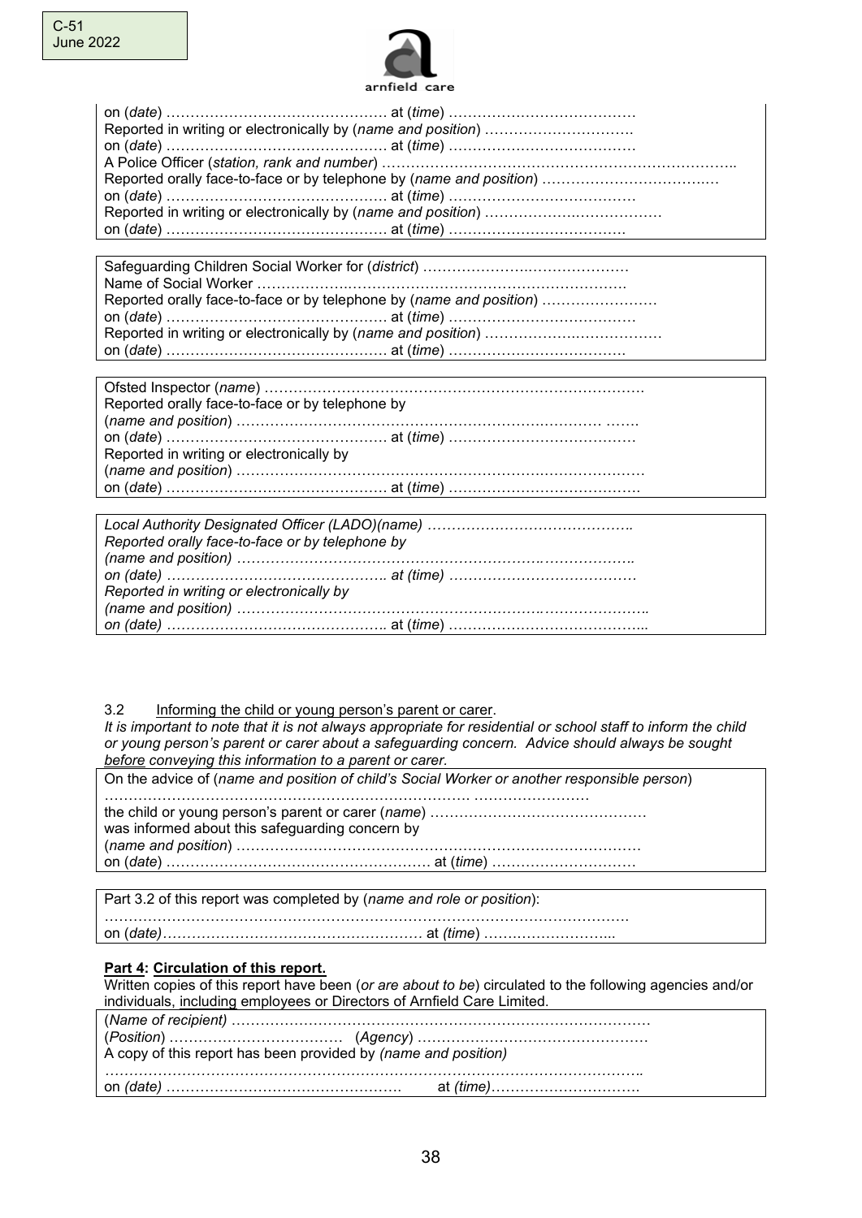on (*date*) ………………………………………. at (*time*) …………………………………
Reported in writing or electronically by (*name and position*) ………………………….
on (*date*) ………………………………………. at (*time*) …………………………………
A Police Officer (*station, rank and number*) ……………………………………………………………..
Reported orally face-to-face or by telephone by (*name and position*) ……………………………….
on (*date*) ………………………………………. at (*time*) …………………………………
Reported in writing or electronically by (*name and position*) ……………………………….
on (*date*) ………………………………………. at (*time*) ……………………………….

Safeguarding Children Social Worker for (*district*) …………………………………….
Name of Social Worker ………………………………………………………………….
Reported orally face-to-face or by telephone by (*name and position*) ……………………
on (*date*) ………………………………………. at (*time*) …………………………………
Reported in writing or electronically by (*name and position*) ……………………………….
on (*date*) ………………………………………. at (*time*) ……………………………….

Ofsted Inspector (*name*) ………………………………………………………………….
Reported orally face-to-face or by telephone by
(*name and position*) ……………………………………………………………… …….
on (*date*) ………………………………………. at (*time*) …………………………………
Reported in writing or electronically by
(*name and position*) ……………………………………………………………………
on (*date*) ………………………………………. at (*time*) ………………………………….

*Local Authority Designated Officer (LADO)(name) ……………………………………..*
*Reported orally face-to-face or by telephone by*
*(name and position) ……………………………………………………………………..*
*on (date) ……………………………………….. at (time) …………………………………*
*Reported in writing or electronically by*
*(name and position) ………………………………………………………………………..*
*on (date) ………………………………………..* at (*time*) …………………………………...

3.2 Informing the child or young person's parent or carer.

*It is important to note that it is not always appropriate for residential or school staff to inform the child or young person's parent or carer about a safeguarding concern. Advice should always be sought before conveying this information to a parent or carer.*

On the advice of (*name and position of child's Social Worker or another responsible person*)
……………………………………………………………… ……………………
the child or young person's parent or carer (*name*) ………………………………………
was informed about this safeguarding concern by
(*name and position*) ……………………………………………………………………
on (*date*) ……………………………………………… at (*time*) …………………………

Part 3.2 of this report was completed by (*name and role or position*):
………………………………………………………………………………………………
on (*date*)……………………………………………… at *(time*) ……………………...

**Part 4: Circulation of this report.**

Written copies of this report have been (*or are about to be*) circulated to the following agencies and/or individuals, including employees or Directors of Arnfield Care Limited.

(*Name of recipient) ……………………………………………………………………………*
(*Position*) ……………………………… (*Agency*) …………………………………………
A copy of this report has been provided by *(name and position)*
………………………………………………………………………………………………..
on *(date)* ………………………………………… at *(time)*………………………….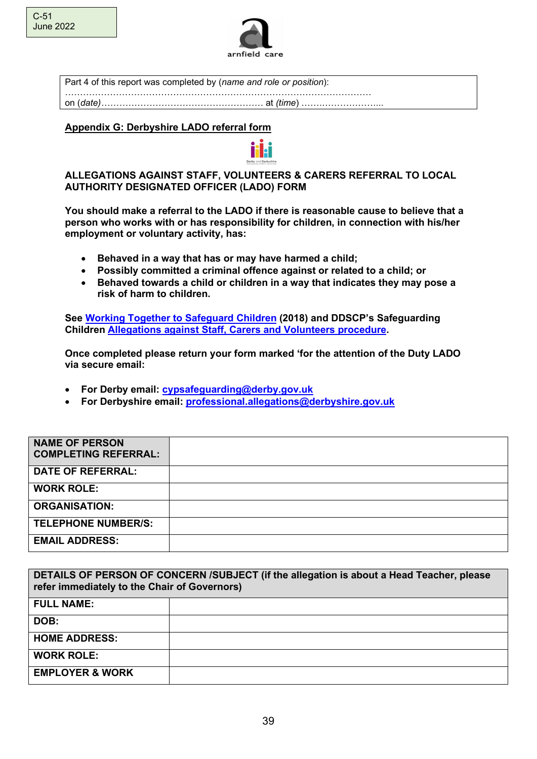C-51
June 2022

| Part 4 of this report was completed by (*name and role or position*): ……………………………………………………………………………………… on (*date*)……………………………………………… at (*time*) ……………………….. |
|---|

## Appendix G: Derbyshire LADO referral form

**ALLEGATIONS AGAINST STAFF, VOLUNTEERS & CARERS REFERRAL TO LOCAL AUTHORITY DESIGNATED OFFICER (LADO) FORM**

**You should make a referral to the LADO if there is reasonable cause to believe that a person who works with or has responsibility for children, in connection with his/her employment or voluntary activity, has:**

- **Behaved in a way that has or may have harmed a child;**
- **Possibly committed a criminal offence against or related to a child; or**
- **Behaved towards a child or children in a way that indicates they may pose a risk of harm to children.**

**See Working Together to Safeguard Children (2018) and DDSCP's Safeguarding Children Allegations against Staff, Carers and Volunteers procedure.**

**Once completed please return your form marked 'for the attention of the Duty LADO via secure email:**

- **For Derby email: cypsafeguarding@derby.gov.uk**
- **For Derbyshire email: professional.allegations@derbyshire.gov.uk**

| | |
|---|---|
| **NAME OF PERSON COMPLETING REFERRAL:** | |
| **DATE OF REFERRAL:** | |
| **WORK ROLE:** | |
| **ORGANISATION:** | |
| **TELEPHONE NUMBER/S:** | |
| **EMAIL ADDRESS:** | |

| **DETAILS OF PERSON OF CONCERN /SUBJECT (if the allegation is about a Head Teacher, please refer immediately to the Chair of Governors)** | |
|---|---|
| **FULL NAME:** | |
| **DOB:** | |
| **HOME ADDRESS:** | |
| **WORK ROLE:** | |
| **EMPLOYER & WORK** | |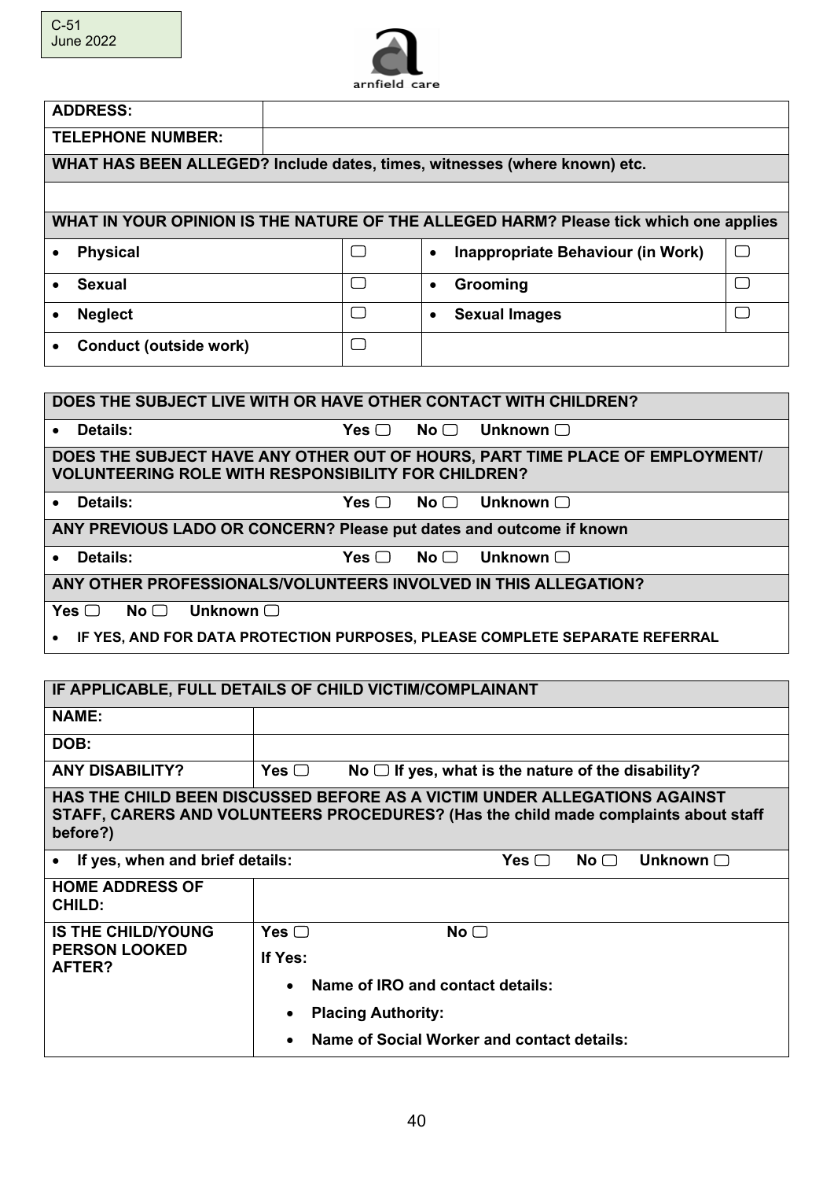C-51
June 2022

arnfield care

| ADDRESS: | |
|---|---|
| TELEPHONE NUMBER: | |

| WHAT HAS BEEN ALLEGED? Include dates, times, witnesses (where known) etc. |
|---|
| |

| WHAT IN YOUR OPINION IS THE NATURE OF THE ALLEGED HARM? Please tick which one applies | | | |
|---|---|---|---|
| • Physical | ☐ | • Inappropriate Behaviour (in Work) | ☐ |
| • Sexual | ☐ | • Grooming | ☐ |
| • Neglect | ☐ | • Sexual Images | ☐ |
| • Conduct (outside work) | ☐ | | |

| DOES THE SUBJECT LIVE WITH OR HAVE OTHER CONTACT WITH CHILDREN? |
|---|
| • Details: Yes ☐ No ☐ Unknown ☐ |
| **DOES THE SUBJECT HAVE ANY OTHER OUT OF HOURS, PART TIME PLACE OF EMPLOYMENT/ VOLUNTEERING ROLE WITH RESPONSIBILITY FOR CHILDREN?** |
| • Details: Yes ☐ No ☐ Unknown ☐ |
| **ANY PREVIOUS LADO OR CONCERN? Please put dates and outcome if known** |
| • Details: Yes ☐ No ☐ Unknown ☐ |
| **ANY OTHER PROFESSIONALS/VOLUNTEERS INVOLVED IN THIS ALLEGATION?** |
| Yes ☐ No ☐ Unknown ☐ <br> • IF YES, AND FOR DATA PROTECTION PURPOSES, PLEASE COMPLETE SEPARATE REFERRAL |

| IF APPLICABLE, FULL DETAILS OF CHILD VICTIM/COMPLAINANT | |
|---|---|
| NAME: | |
| DOB: | |
| ANY DISABILITY? | Yes ☐ No ☐ If yes, what is the nature of the disability? |
| **HAS THE CHILD BEEN DISCUSSED BEFORE AS A VICTIM UNDER ALLEGATIONS AGAINST STAFF, CARERS AND VOLUNTEERS PROCEDURES? (Has the child made complaints about staff before?)** | |
| • If yes, when and brief details: | Yes ☐ No ☐ Unknown ☐ |
| HOME ADDRESS OF CHILD: | |
| IS THE CHILD/YOUNG PERSON LOOKED AFTER? | Yes ☐ No ☐ <br> If Yes: <br> • Name of IRO and contact details: <br> • Placing Authority: <br> • Name of Social Worker and contact details: |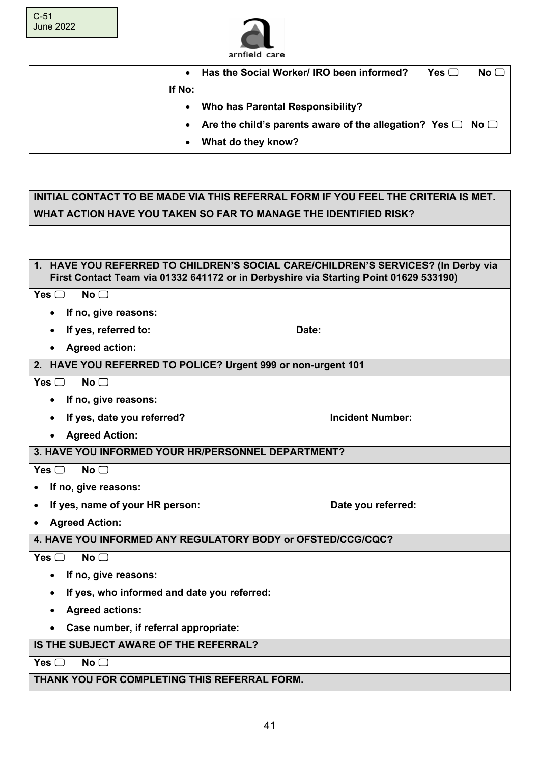C-51
June 2022

arnfield care

| | • **Has the Social Worker/ IRO been informed?** Yes ☐ No ☐<br>**If No:**<br>• **Who has Parental Responsibility?**<br>• **Are the child's parents aware of the allegation?** Yes ☐ No ☐<br>• **What do they know?** |
|---|---|

**INITIAL CONTACT TO BE MADE VIA THIS REFERRAL FORM IF YOU FEEL THE CRITERIA IS MET.**

**WHAT ACTION HAVE YOU TAKEN SO FAR TO MANAGE THE IDENTIFIED RISK?**

**1. HAVE YOU REFERRED TO CHILDREN'S SOCIAL CARE/CHILDREN'S SERVICES? (In Derby via First Contact Team via 01332 641172 or in Derbyshire via Starting Point 01629 533190)**

**Yes** ☐ **No** ☐

- **If no, give reasons:**
- **If yes, referred to:** **Date:**
- **Agreed action:**

**2. HAVE YOU REFERRED TO POLICE? Urgent 999 or non-urgent 101**

**Yes** ☐ **No** ☐

- **If no, give reasons:**
- **If yes, date you referred?** **Incident Number:**
- **Agreed Action:**

**3. HAVE YOU INFORMED YOUR HR/PERSONNEL DEPARTMENT?**

**Yes** ☐ **No** ☐

- **If no, give reasons:**
- **If yes, name of your HR person:** **Date you referred:**
- **Agreed Action:**

**4. HAVE YOU INFORMED ANY REGULATORY BODY or OFSTED/CCG/CQC?**

**Yes** ☐ **No** ☐

- **If no, give reasons:**
- **If yes, who informed and date you referred:**
- **Agreed actions:**
- **Case number, if referral appropriate:**

**IS THE SUBJECT AWARE OF THE REFERRAL?**

**Yes** ☐ **No** ☐

**THANK YOU FOR COMPLETING THIS REFERRAL FORM.**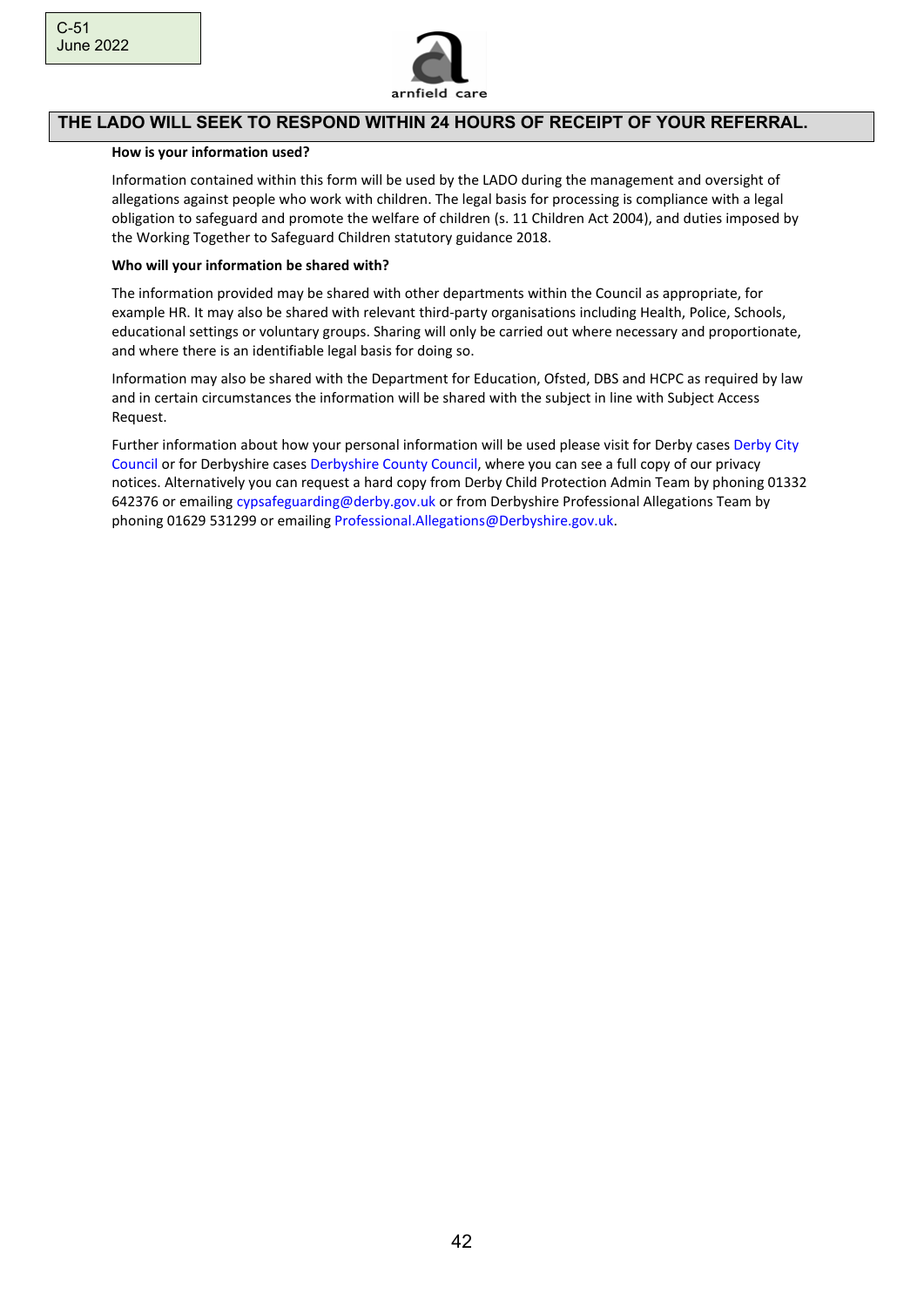## THE LADO WILL SEEK TO RESPOND WITHIN 24 HOURS OF RECEIPT OF YOUR REFERRAL.

**How is your information used?**

Information contained within this form will be used by the LADO during the management and oversight of allegations against people who work with children. The legal basis for processing is compliance with a legal obligation to safeguard and promote the welfare of children (s. 11 Children Act 2004), and duties imposed by the Working Together to Safeguard Children statutory guidance 2018.

**Who will your information be shared with?**

The information provided may be shared with other departments within the Council as appropriate, for example HR. It may also be shared with relevant third-party organisations including Health, Police, Schools, educational settings or voluntary groups. Sharing will only be carried out where necessary and proportionate, and where there is an identifiable legal basis for doing so.

Information may also be shared with the Department for Education, Ofsted, DBS and HCPC as required by law and in certain circumstances the information will be shared with the subject in line with Subject Access Request.

Further information about how your personal information will be used please visit for Derby cases Derby City Council or for Derbyshire cases Derbyshire County Council, where you can see a full copy of our privacy notices. Alternatively you can request a hard copy from Derby Child Protection Admin Team by phoning 01332 642376 or emailing cypsafeguarding@derby.gov.uk or from Derbyshire Professional Allegations Team by phoning 01629 531299 or emailing Professional.Allegations@Derbyshire.gov.uk.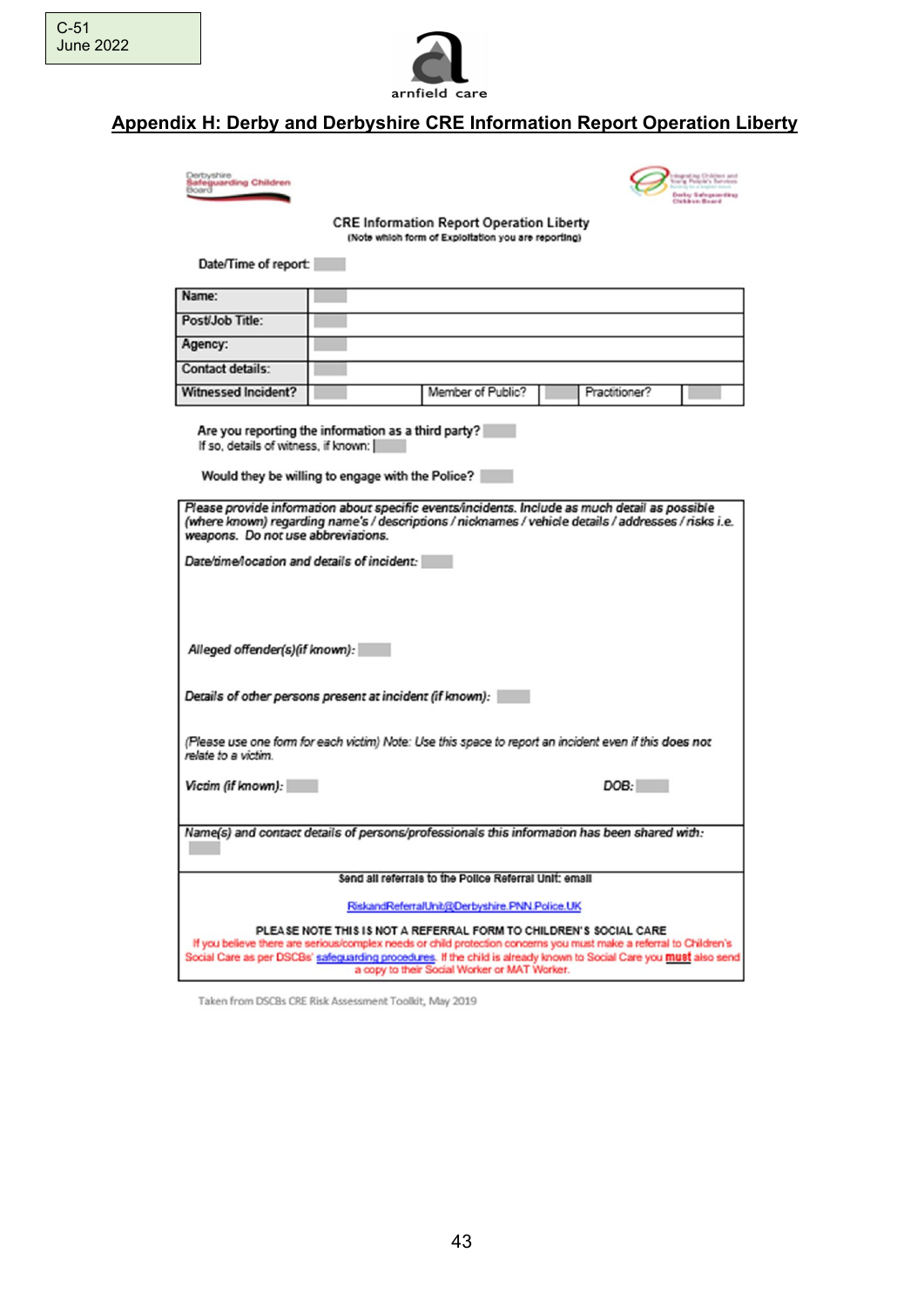C-51
June 2022

## Appendix H: Derby and Derbyshire CRE Information Report Operation Liberty

Derbyshire Safeguarding Children Board

Derby Safeguarding Children Board

**CRE Information Report Operation Liberty**

(Note which form of Exploitation you are reporting)

Date/Time of report:

| Name: | | | | | |
|---|---|---|---|---|---|
| Post/Job Title: | | | | | |
| Agency: | | | | | |
| Contact details: | | | | | |
| Witnessed Incident? | | Member of Public? | | Practitioner? | |

Are you reporting the information as a third party?
If so, details of witness, if known:

Would they be willing to engage with the Police?

*Please provide information about specific events/incidents. Include as much detail as possible (where known) regarding name's / descriptions / nicknames / vehicle details / addresses / risks i.e. weapons. Do not use abbreviations.*

*Date/time/location and details of incident:*

*Alleged offender(s)(if known):*

*Details of other persons present at incident (if known):*

*(Please use one form for each victim) Note: Use this space to report an incident even if this does not relate to a victim.*

*Victim (if known):* | *DOB:*

*Name(s) and contact details of persons/professionals this information has been shared with:*

**Send all referrals to the Police Referral Unit: email**

RiskandReferralUnit@Derbyshire.PNN.Police.UK

**PLEASE NOTE THIS IS NOT A REFERRAL FORM TO CHILDREN'S SOCIAL CARE**

If you believe there are serious/complex needs or child protection concerns you must make a referral to Children's Social Care as per DSCBs' safeguarding procedures. If the child is already known to Social Care you **must** also send a copy to their Social Worker or MAT Worker.

Taken from DSCBs CRE Risk Assessment Toolkit, May 2019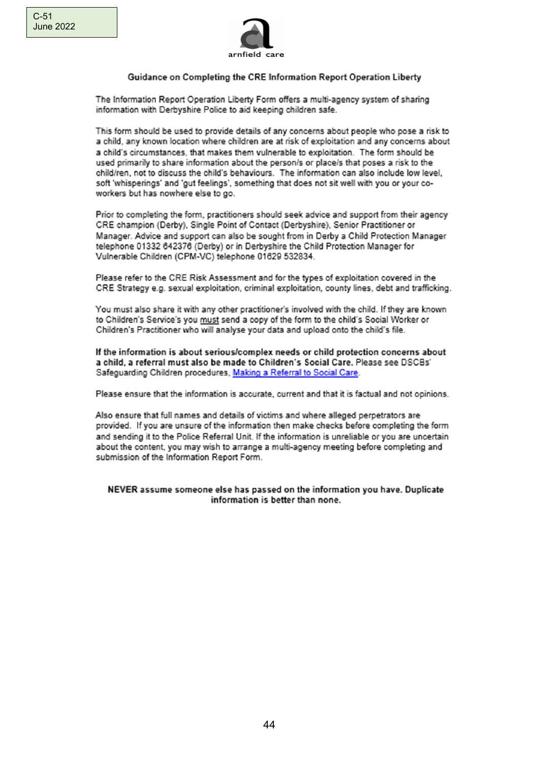C-51
June 2022

arnfield care

## Guidance on Completing the CRE Information Report Operation Liberty

The Information Report Operation Liberty Form offers a multi-agency system of sharing information with Derbyshire Police to aid keeping children safe.

This form should be used to provide details of any concerns about people who pose a risk to a child, any known location where children are at risk of exploitation and any concerns about a child's circumstances, that makes them vulnerable to exploitation. The form should be used primarily to share information about the person/s or place/s that poses a risk to the child/ren, not to discuss the child's behaviours. The information can also include low level, soft 'whisperings' and 'gut feelings', something that does not sit well with you or your co-workers but has nowhere else to go.

Prior to completing the form, practitioners should seek advice and support from their agency CRE champion (Derby), Single Point of Contact (Derbyshire), Senior Practitioner or Manager. Advice and support can also be sought from in Derby a Child Protection Manager telephone 01332 642376 (Derby) or in Derbyshire the Child Protection Manager for Vulnerable Children (CPM-VC) telephone 01629 532834.

Please refer to the CRE Risk Assessment and for the types of exploitation covered in the CRE Strategy e.g. sexual exploitation, criminal exploitation, county lines, debt and trafficking.

You must also share it with any other practitioner's involved with the child. If they are known to Children's Service's you must send a copy of the form to the child's Social Worker or Children's Practitioner who will analyse your data and upload onto the child's file.

**If the information is about serious/complex needs or child protection concerns about a child, a referral must also be made to Children's Social Care.** Please see DSCBs' Safeguarding Children procedures, Making a Referral to Social Care.

Please ensure that the information is accurate, current and that it is factual and not opinions.

Also ensure that full names and details of victims and where alleged perpetrators are provided. If you are unsure of the information then make checks before completing the form and sending it to the Police Referral Unit. If the information is unreliable or you are uncertain about the content, you may wish to arrange a multi-agency meeting before completing and submission of the Information Report Form.

**NEVER assume someone else has passed on the information you have. Duplicate information is better than none.**